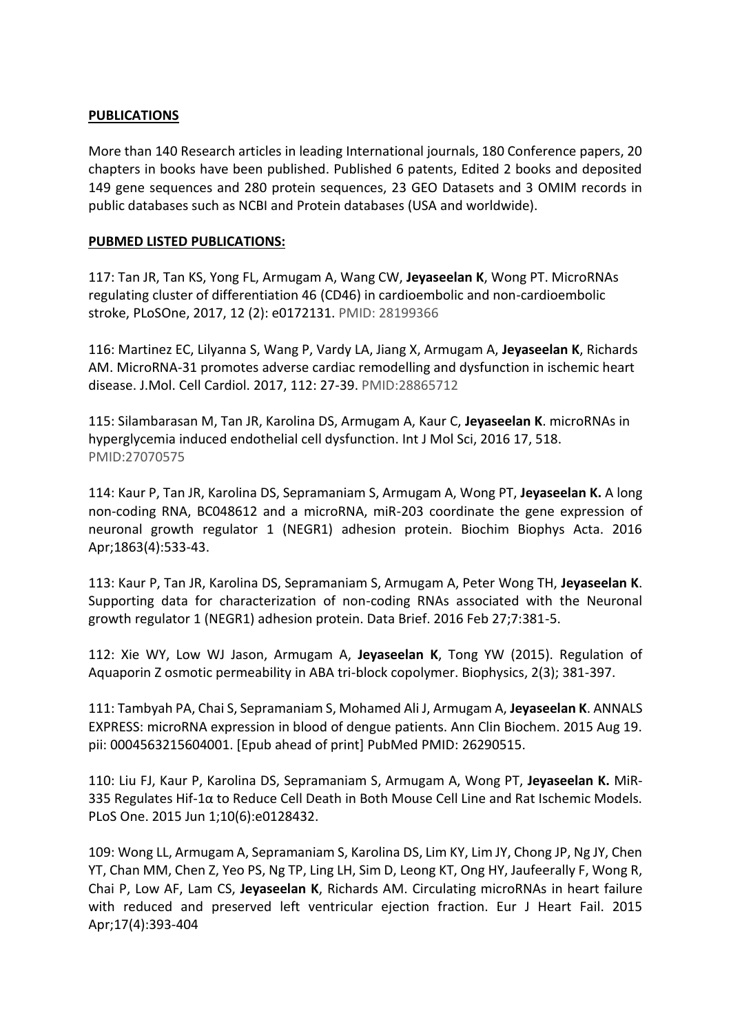**PUBLICATIONS**

More than 140 Research articles in leading International journals, 180 Conference papers, 20 chapters in books have been published. Published 6 patents, Edited 2 books and deposited 149 gene sequences and 280 protein sequences, 23 GEO Datasets and 3 OMIM records in public databases such as NCBI and Protein databases (USA and worldwide).

**PUBMED LISTED PUBLICATIONS:**

117: Tan JR, Tan KS, Yong FL, Armugam A, Wang CW, **Jeyaseelan K**, Wong PT. MicroRNAs regulating cluster of differentiation 46 (CD46) in cardioembolic and non-cardioembolic stroke, PLoSOne, 2017, 12 (2): e0172131. PMID: 28199366

116: Martinez EC, Lilyanna S, Wang P, Vardy LA, Jiang X, Armugam A, **Jeyaseelan K**, Richards AM. MicroRNA-31 promotes adverse cardiac remodelling and dysfunction in ischemic heart disease. J.Mol. Cell Cardiol. 2017, 112: 27-39. PMID:28865712

115: Silambarasan M, Tan JR, Karolina DS, Armugam A, Kaur C, **Jeyaseelan K**. microRNAs in hyperglycemia induced endothelial cell dysfunction. Int J Mol Sci, 2016 17, 518. PMID:27070575

114: Kaur P, Tan JR, Karolina DS, Sepramaniam S, Armugam A, Wong PT, **Jeyaseelan K.** A long non-coding RNA, BC048612 and a microRNA, miR-203 coordinate the gene expression of neuronal growth regulator 1 (NEGR1) adhesion protein. Biochim Biophys Acta. 2016 Apr;1863(4):533-43.

113: Kaur P, Tan JR, Karolina DS, Sepramaniam S, Armugam A, Peter Wong TH, **Jeyaseelan K**. Supporting data for characterization of non-coding RNAs associated with the Neuronal growth regulator 1 (NEGR1) adhesion protein. Data Brief. 2016 Feb 27;7:381-5.

112: Xie WY, Low WJ Jason, Armugam A, **Jeyaseelan K**, Tong YW (2015). Regulation of Aquaporin Z osmotic permeability in ABA tri-block copolymer. Biophysics, 2(3); 381-397.

111: Tambyah PA, Chai S, Sepramaniam S, Mohamed Ali J, Armugam A, **Jeyaseelan K**. ANNALS EXPRESS: microRNA expression in blood of dengue patients. Ann Clin Biochem. 2015 Aug 19. pii: 0004563215604001. [Epub ahead of print] PubMed PMID: 26290515.

110: Liu FJ, Kaur P, Karolina DS, Sepramaniam S, Armugam A, Wong PT, **Jeyaseelan K.** MiR-335 Regulates Hif-1α to Reduce Cell Death in Both Mouse Cell Line and Rat Ischemic Models. PLoS One. 2015 Jun 1;10(6):e0128432.

109: Wong LL, Armugam A, Sepramaniam S, Karolina DS, Lim KY, Lim JY, Chong JP, Ng JY, Chen YT, Chan MM, Chen Z, Yeo PS, Ng TP, Ling LH, Sim D, Leong KT, Ong HY, Jaufeerally F, Wong R, Chai P, Low AF, Lam CS, **Jeyaseelan K**, Richards AM. Circulating microRNAs in heart failure with reduced and preserved left ventricular ejection fraction. Eur J Heart Fail. 2015 Apr;17(4):393-404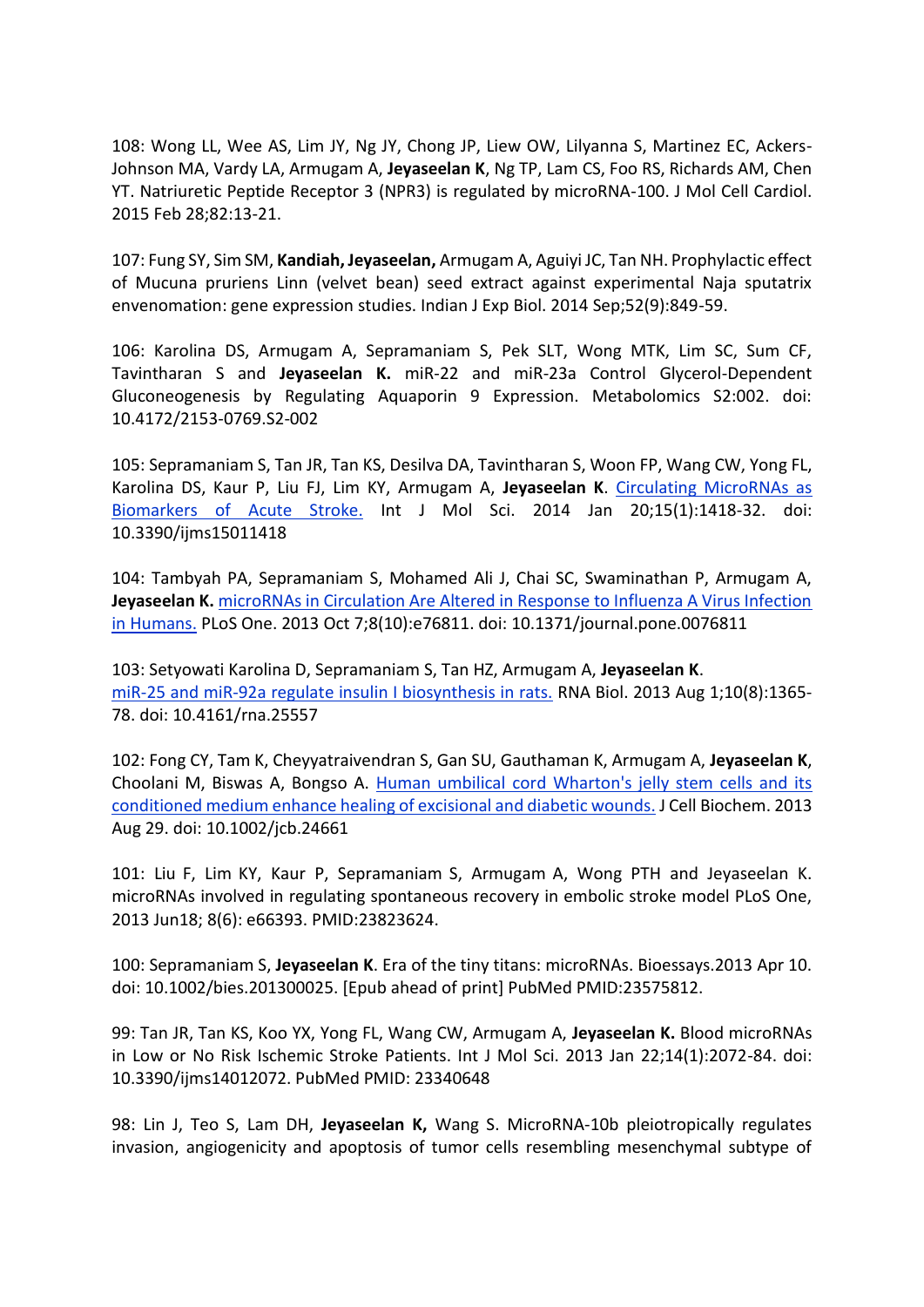108: Wong LL, Wee AS, Lim JY, Ng JY, Chong JP, Liew OW, Lilyanna S, Martinez EC, Ackers-Johnson MA, Vardy LA, Armugam A, **Jeyaseelan K**, Ng TP, Lam CS, Foo RS, Richards AM, Chen YT. Natriuretic Peptide Receptor 3 (NPR3) is regulated by microRNA-100. J Mol Cell Cardiol. 2015 Feb 28;82:13-21.

107: Fung SY, Sim SM, **Kandiah, Jeyaseelan,** Armugam A, Aguiyi JC, Tan NH. Prophylactic effect of Mucuna pruriens Linn (velvet bean) seed extract against experimental Naja sputatrix envenomation: gene expression studies. Indian J Exp Biol. 2014 Sep;52(9):849-59.

106: Karolina DS, Armugam A, Sepramaniam S, Pek SLT, Wong MTK, Lim SC, Sum CF, Tavintharan S and **Jeyaseelan K.** miR-22 and miR-23a Control Glycerol-Dependent Gluconeogenesis by Regulating Aquaporin 9 Expression. Metabolomics S2:002. doi: 10.4172/2153-0769.S2-002

105: Sepramaniam S, Tan JR, Tan KS, Desilva DA, Tavintharan S, Woon FP, Wang CW, Yong FL, Karolina DS, Kaur P, Liu FJ, Lim KY, Armugam A, **Jeyaseelan K**. Circulating MicroRNAs as Biomarkers of Acute Stroke. Int J Mol Sci. 2014 Jan 20;15(1):1418-32. doi: 10.3390/ijms15011418

104: Tambyah PA, Sepramaniam S, Mohamed Ali J, Chai SC, Swaminathan P, Armugam A, **Jeyaseelan K.** microRNAs in Circulation Are Altered in Response to Influenza A Virus Infection in Humans. PLoS One. 2013 Oct 7;8(10):e76811. doi: 10.1371/journal.pone.0076811

103: Setyowati Karolina D, Sepramaniam S, Tan HZ, Armugam A, **Jeyaseelan K**. miR-25 and miR-92a regulate insulin I biosynthesis in rats. RNA Biol. 2013 Aug 1;10(8):1365-78. doi: 10.4161/rna.25557

102: Fong CY, Tam K, Cheyyatraivendran S, Gan SU, Gauthaman K, Armugam A, **Jeyaseelan K**, Choolani M, Biswas A, Bongso A. Human umbilical cord Wharton's jelly stem cells and its conditioned medium enhance healing of excisional and diabetic wounds. J Cell Biochem. 2013 Aug 29. doi: 10.1002/jcb.24661

101: Liu F, Lim KY, Kaur P, Sepramaniam S, Armugam A, Wong PTH and Jeyaseelan K. microRNAs involved in regulating spontaneous recovery in embolic stroke model PLoS One, 2013 Jun18; 8(6): e66393. PMID:23823624.

100: Sepramaniam S, **Jeyaseelan K**. Era of the tiny titans: microRNAs. Bioessays.2013 Apr 10. doi: 10.1002/bies.201300025. [Epub ahead of print] PubMed PMID:23575812.

99: Tan JR, Tan KS, Koo YX, Yong FL, Wang CW, Armugam A, **Jeyaseelan K.** Blood microRNAs in Low or No Risk Ischemic Stroke Patients. Int J Mol Sci. 2013 Jan 22;14(1):2072-84. doi: 10.3390/ijms14012072. PubMed PMID: 23340648

98: Lin J, Teo S, Lam DH, **Jeyaseelan K,** Wang S. MicroRNA-10b pleiotropically regulates invasion, angiogenicity and apoptosis of tumor cells resembling mesenchymal subtype of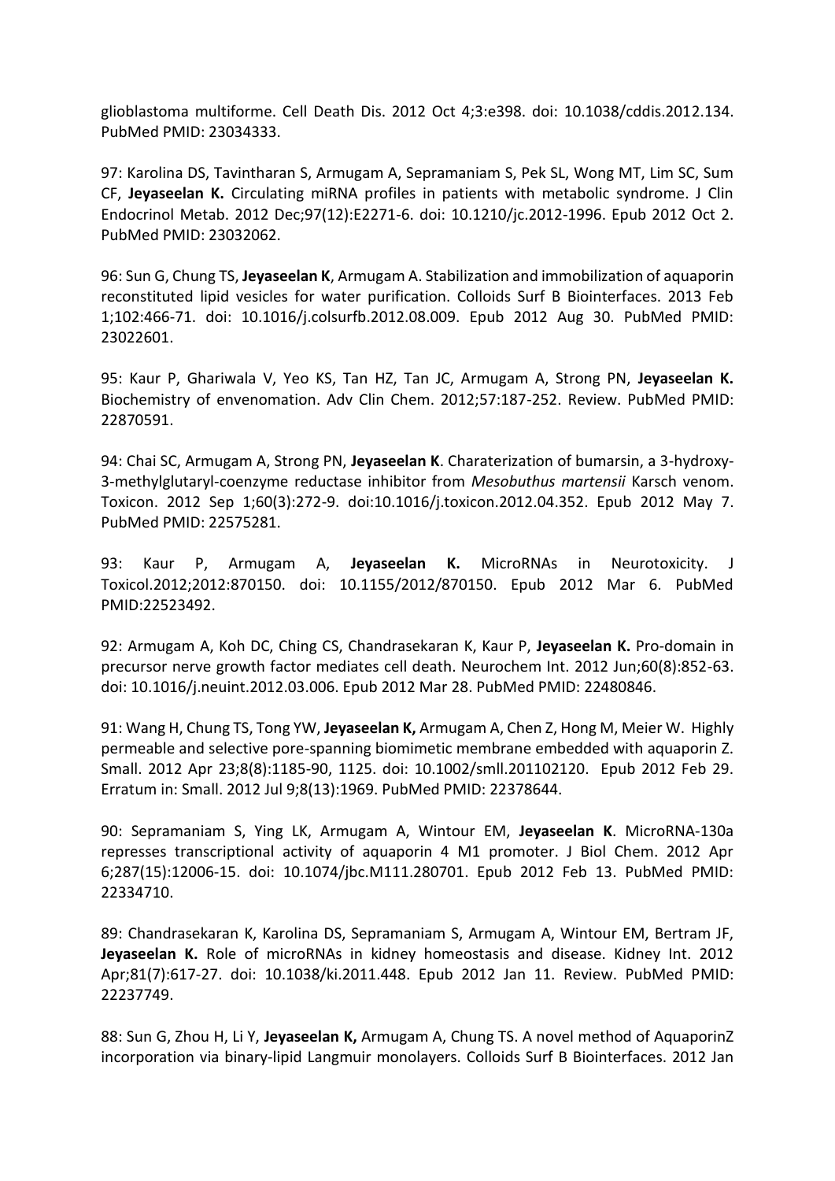glioblastoma multiforme. Cell Death Dis. 2012 Oct 4;3:e398. doi: 10.1038/cddis.2012.134. PubMed PMID: 23034333.

97: Karolina DS, Tavintharan S, Armugam A, Sepramaniam S, Pek SL, Wong MT, Lim SC, Sum CF, **Jeyaseelan K.** Circulating miRNA profiles in patients with metabolic syndrome. J Clin Endocrinol Metab. 2012 Dec;97(12):E2271-6. doi: 10.1210/jc.2012-1996. Epub 2012 Oct 2. PubMed PMID: 23032062.

96: Sun G, Chung TS, **Jeyaseelan K**, Armugam A. Stabilization and immobilization of aquaporin reconstituted lipid vesicles for water purification. Colloids Surf B Biointerfaces. 2013 Feb 1;102:466-71. doi: 10.1016/j.colsurfb.2012.08.009. Epub 2012 Aug 30. PubMed PMID: 23022601.

95: Kaur P, Ghariwala V, Yeo KS, Tan HZ, Tan JC, Armugam A, Strong PN, **Jeyaseelan K.** Biochemistry of envenomation. Adv Clin Chem. 2012;57:187-252. Review. PubMed PMID: 22870591.

94: Chai SC, Armugam A, Strong PN, **Jeyaseelan K**. Charaterization of bumarsin, a 3-hydroxy-3-methylglutaryl-coenzyme reductase inhibitor from *Mesobuthus martensii* Karsch venom. Toxicon. 2012 Sep 1;60(3):272-9. doi:10.1016/j.toxicon.2012.04.352. Epub 2012 May 7. PubMed PMID: 22575281.

93: Kaur P, Armugam A, **Jeyaseelan K.** MicroRNAs in Neurotoxicity. J Toxicol.2012;2012:870150. doi: 10.1155/2012/870150. Epub 2012 Mar 6. PubMed PMID:22523492.

92: Armugam A, Koh DC, Ching CS, Chandrasekaran K, Kaur P, **Jeyaseelan K.** Pro-domain in precursor nerve growth factor mediates cell death. Neurochem Int. 2012 Jun;60(8):852-63. doi: 10.1016/j.neuint.2012.03.006. Epub 2012 Mar 28. PubMed PMID: 22480846.

91: Wang H, Chung TS, Tong YW, **Jeyaseelan K,** Armugam A, Chen Z, Hong M, Meier W. Highly permeable and selective pore-spanning biomimetic membrane embedded with aquaporin Z. Small. 2012 Apr 23;8(8):1185-90, 1125. doi: 10.1002/smll.201102120. Epub 2012 Feb 29. Erratum in: Small. 2012 Jul 9;8(13):1969. PubMed PMID: 22378644.

90: Sepramaniam S, Ying LK, Armugam A, Wintour EM, **Jeyaseelan K**. MicroRNA-130a represses transcriptional activity of aquaporin 4 M1 promoter. J Biol Chem. 2012 Apr 6;287(15):12006-15. doi: 10.1074/jbc.M111.280701. Epub 2012 Feb 13. PubMed PMID: 22334710.

89: Chandrasekaran K, Karolina DS, Sepramaniam S, Armugam A, Wintour EM, Bertram JF, **Jeyaseelan K.** Role of microRNAs in kidney homeostasis and disease. Kidney Int. 2012 Apr;81(7):617-27. doi: 10.1038/ki.2011.448. Epub 2012 Jan 11. Review. PubMed PMID: 22237749.

88: Sun G, Zhou H, Li Y, **Jeyaseelan K,** Armugam A, Chung TS. A novel method of AquaporinZ incorporation via binary-lipid Langmuir monolayers. Colloids Surf B Biointerfaces. 2012 Jan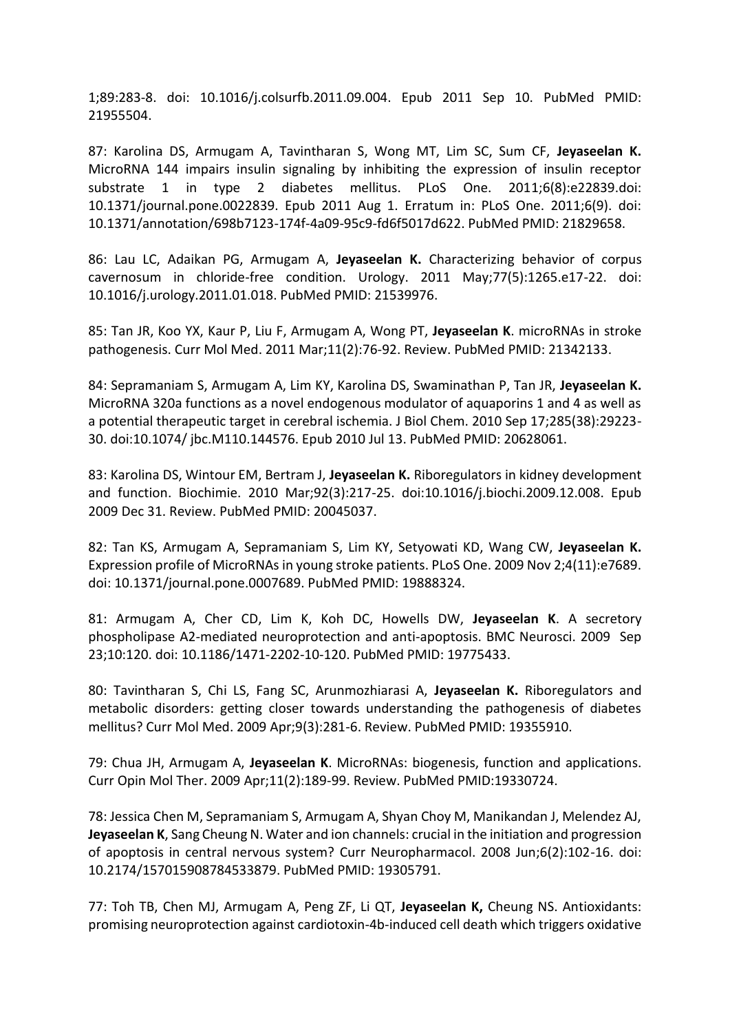1;89:283-8. doi: 10.1016/j.colsurfb.2011.09.004. Epub 2011 Sep 10. PubMed PMID: 21955504.

87: Karolina DS, Armugam A, Tavintharan S, Wong MT, Lim SC, Sum CF, **Jeyaseelan K.** MicroRNA 144 impairs insulin signaling by inhibiting the expression of insulin receptor substrate 1 in type 2 diabetes mellitus. PLoS One. 2011;6(8):e22839.doi: 10.1371/journal.pone.0022839. Epub 2011 Aug 1. Erratum in: PLoS One. 2011;6(9). doi: 10.1371/annotation/698b7123-174f-4a09-95c9-fd6f5017d622. PubMed PMID: 21829658.

86: Lau LC, Adaikan PG, Armugam A, **Jeyaseelan K.** Characterizing behavior of corpus cavernosum in chloride-free condition. Urology. 2011 May;77(5):1265.e17-22. doi: 10.1016/j.urology.2011.01.018. PubMed PMID: 21539976.

85: Tan JR, Koo YX, Kaur P, Liu F, Armugam A, Wong PT, **Jeyaseelan K**. microRNAs in stroke pathogenesis. Curr Mol Med. 2011 Mar;11(2):76-92. Review. PubMed PMID: 21342133.

84: Sepramaniam S, Armugam A, Lim KY, Karolina DS, Swaminathan P, Tan JR, **Jeyaseelan K.** MicroRNA 320a functions as a novel endogenous modulator of aquaporins 1 and 4 as well as a potential therapeutic target in cerebral ischemia. J Biol Chem. 2010 Sep 17;285(38):29223-30. doi:10.1074/ jbc.M110.144576. Epub 2010 Jul 13. PubMed PMID: 20628061.

83: Karolina DS, Wintour EM, Bertram J, **Jeyaseelan K.** Riboregulators in kidney development and function. Biochimie. 2010 Mar;92(3):217-25. doi:10.1016/j.biochi.2009.12.008. Epub 2009 Dec 31. Review. PubMed PMID: 20045037.

82: Tan KS, Armugam A, Sepramaniam S, Lim KY, Setyowati KD, Wang CW, **Jeyaseelan K.** Expression profile of MicroRNAs in young stroke patients. PLoS One. 2009 Nov 2;4(11):e7689. doi: 10.1371/journal.pone.0007689. PubMed PMID: 19888324.

81: Armugam A, Cher CD, Lim K, Koh DC, Howells DW, **Jeyaseelan K**. A secretory phospholipase A2-mediated neuroprotection and anti-apoptosis. BMC Neurosci. 2009 Sep 23;10:120. doi: 10.1186/1471-2202-10-120. PubMed PMID: 19775433.

80: Tavintharan S, Chi LS, Fang SC, Arunmozhiarasi A, **Jeyaseelan K.** Riboregulators and metabolic disorders: getting closer towards understanding the pathogenesis of diabetes mellitus? Curr Mol Med. 2009 Apr;9(3):281-6. Review. PubMed PMID: 19355910.

79: Chua JH, Armugam A, **Jeyaseelan K**. MicroRNAs: biogenesis, function and applications. Curr Opin Mol Ther. 2009 Apr;11(2):189-99. Review. PubMed PMID:19330724.

78: Jessica Chen M, Sepramaniam S, Armugam A, Shyan Choy M, Manikandan J, Melendez AJ, **Jeyaseelan K**, Sang Cheung N. Water and ion channels: crucial in the initiation and progression of apoptosis in central nervous system? Curr Neuropharmacol. 2008 Jun;6(2):102-16. doi: 10.2174/157015908784533879. PubMed PMID: 19305791.

77: Toh TB, Chen MJ, Armugam A, Peng ZF, Li QT, **Jeyaseelan K,** Cheung NS. Antioxidants: promising neuroprotection against cardiotoxin-4b-induced cell death which triggers oxidative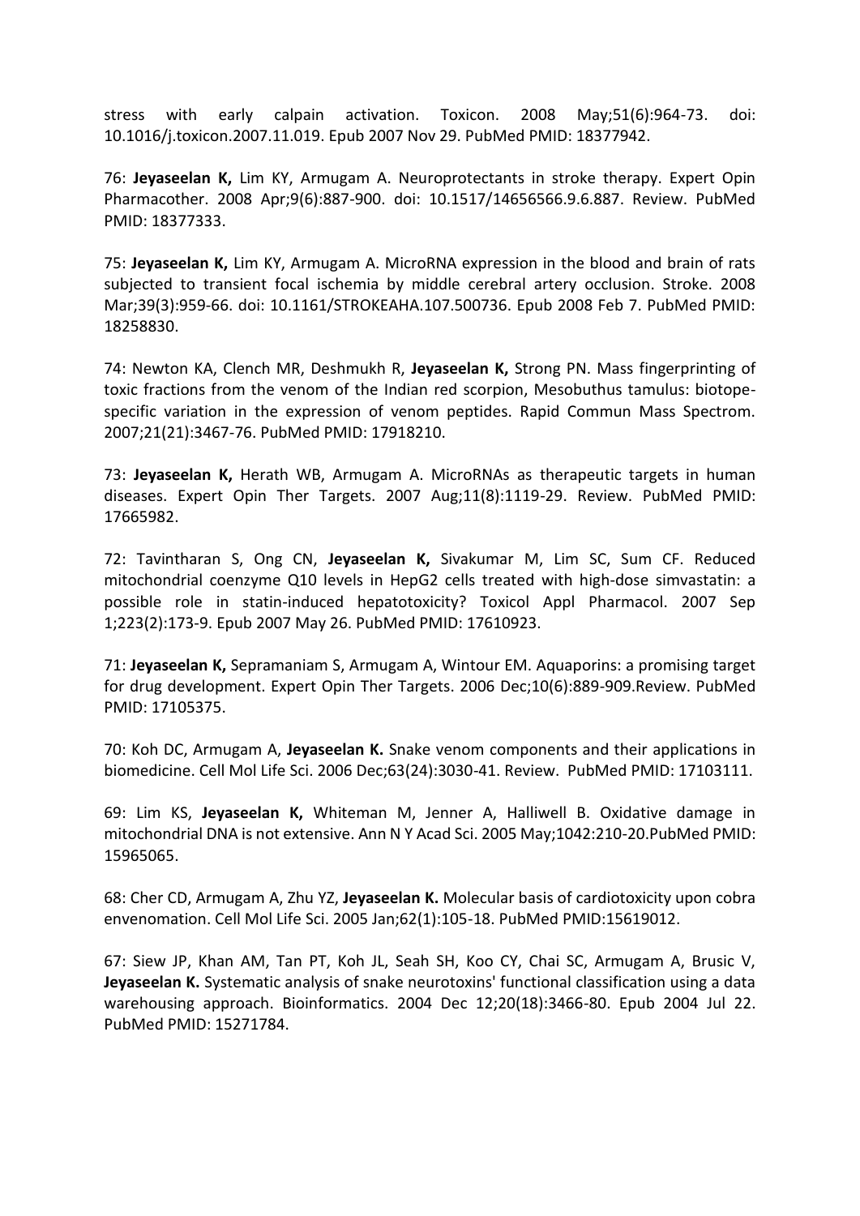stress with early calpain activation. Toxicon. 2008 May;51(6):964-73. doi: 10.1016/j.toxicon.2007.11.019. Epub 2007 Nov 29. PubMed PMID: 18377942.

76: **Jeyaseelan K,** Lim KY, Armugam A. Neuroprotectants in stroke therapy. Expert Opin Pharmacother. 2008 Apr;9(6):887-900. doi: 10.1517/14656566.9.6.887. Review. PubMed PMID: 18377333.

75: **Jeyaseelan K,** Lim KY, Armugam A. MicroRNA expression in the blood and brain of rats subjected to transient focal ischemia by middle cerebral artery occlusion. Stroke. 2008 Mar;39(3):959-66. doi: 10.1161/STROKEAHA.107.500736. Epub 2008 Feb 7. PubMed PMID: 18258830.

74: Newton KA, Clench MR, Deshmukh R, **Jeyaseelan K,** Strong PN. Mass fingerprinting of toxic fractions from the venom of the Indian red scorpion, Mesobuthus tamulus: biotope-specific variation in the expression of venom peptides. Rapid Commun Mass Spectrom. 2007;21(21):3467-76. PubMed PMID: 17918210.

73: **Jeyaseelan K,** Herath WB, Armugam A. MicroRNAs as therapeutic targets in human diseases. Expert Opin Ther Targets. 2007 Aug;11(8):1119-29. Review. PubMed PMID: 17665982.

72: Tavintharan S, Ong CN, **Jeyaseelan K,** Sivakumar M, Lim SC, Sum CF. Reduced mitochondrial coenzyme Q10 levels in HepG2 cells treated with high-dose simvastatin: a possible role in statin-induced hepatotoxicity? Toxicol Appl Pharmacol. 2007 Sep 1;223(2):173-9. Epub 2007 May 26. PubMed PMID: 17610923.

71: **Jeyaseelan K,** Sepramaniam S, Armugam A, Wintour EM. Aquaporins: a promising target for drug development. Expert Opin Ther Targets. 2006 Dec;10(6):889-909.Review. PubMed PMID: 17105375.

70: Koh DC, Armugam A, **Jeyaseelan K.** Snake venom components and their applications in biomedicine. Cell Mol Life Sci. 2006 Dec;63(24):3030-41. Review. PubMed PMID: 17103111.

69: Lim KS, **Jeyaseelan K,** Whiteman M, Jenner A, Halliwell B. Oxidative damage in mitochondrial DNA is not extensive. Ann N Y Acad Sci. 2005 May;1042:210-20.PubMed PMID: 15965065.

68: Cher CD, Armugam A, Zhu YZ, **Jeyaseelan K.** Molecular basis of cardiotoxicity upon cobra envenomation. Cell Mol Life Sci. 2005 Jan;62(1):105-18. PubMed PMID:15619012.

67: Siew JP, Khan AM, Tan PT, Koh JL, Seah SH, Koo CY, Chai SC, Armugam A, Brusic V, **Jeyaseelan K.** Systematic analysis of snake neurotoxins' functional classification using a data warehousing approach. Bioinformatics. 2004 Dec 12;20(18):3466-80. Epub 2004 Jul 22. PubMed PMID: 15271784.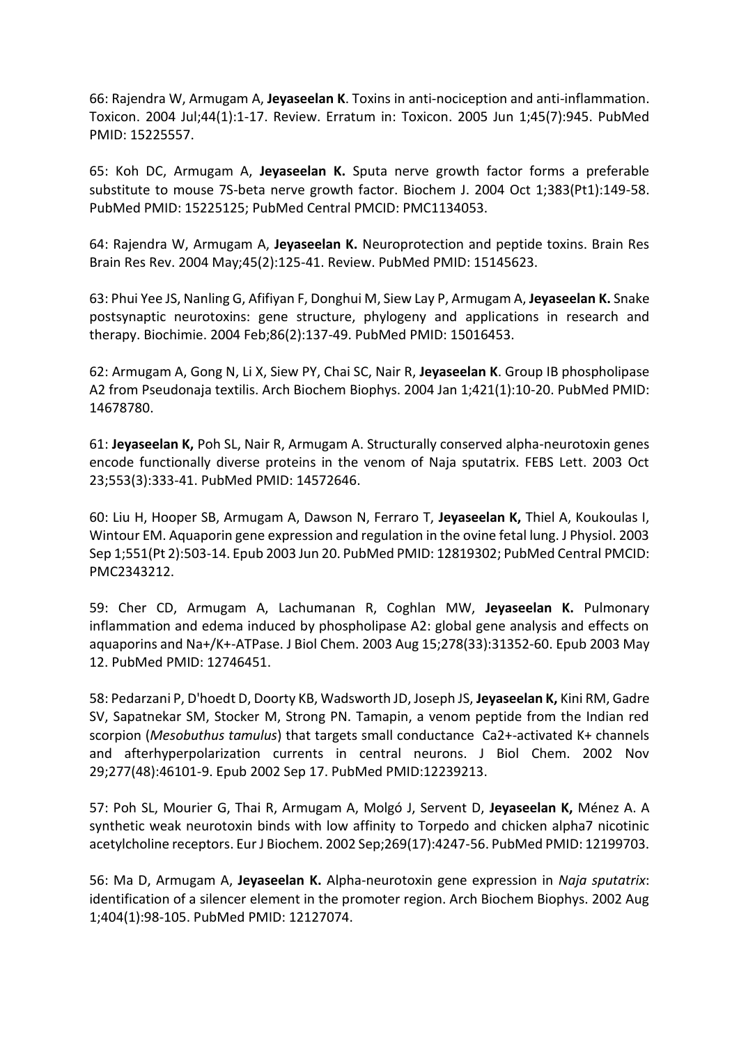66: Rajendra W, Armugam A, **Jeyaseelan K**. Toxins in anti-nociception and anti-inflammation. Toxicon. 2004 Jul;44(1):1-17. Review. Erratum in: Toxicon. 2005 Jun 1;45(7):945. PubMed PMID: 15225557.

65: Koh DC, Armugam A, **Jeyaseelan K.** Sputa nerve growth factor forms a preferable substitute to mouse 7S-beta nerve growth factor. Biochem J. 2004 Oct 1;383(Pt1):149-58. PubMed PMID: 15225125; PubMed Central PMCID: PMC1134053.

64: Rajendra W, Armugam A, **Jeyaseelan K.** Neuroprotection and peptide toxins. Brain Res Brain Res Rev. 2004 May;45(2):125-41. Review. PubMed PMID: 15145623.

63: Phui Yee JS, Nanling G, Afifiyan F, Donghui M, Siew Lay P, Armugam A, **Jeyaseelan K.** Snake postsynaptic neurotoxins: gene structure, phylogeny and applications in research and therapy. Biochimie. 2004 Feb;86(2):137-49. PubMed PMID: 15016453.

62: Armugam A, Gong N, Li X, Siew PY, Chai SC, Nair R, **Jeyaseelan K**. Group IB phospholipase A2 from Pseudonaja textilis. Arch Biochem Biophys. 2004 Jan 1;421(1):10-20. PubMed PMID: 14678780.

61: **Jeyaseelan K,** Poh SL, Nair R, Armugam A. Structurally conserved alpha-neurotoxin genes encode functionally diverse proteins in the venom of Naja sputatrix. FEBS Lett. 2003 Oct 23;553(3):333-41. PubMed PMID: 14572646.

60: Liu H, Hooper SB, Armugam A, Dawson N, Ferraro T, **Jeyaseelan K,** Thiel A, Koukoulas I, Wintour EM. Aquaporin gene expression and regulation in the ovine fetal lung. J Physiol. 2003 Sep 1;551(Pt 2):503-14. Epub 2003 Jun 20. PubMed PMID: 12819302; PubMed Central PMCID: PMC2343212.

59: Cher CD, Armugam A, Lachumanan R, Coghlan MW, **Jeyaseelan K.** Pulmonary inflammation and edema induced by phospholipase A2: global gene analysis and effects on aquaporins and Na+/K+-ATPase. J Biol Chem. 2003 Aug 15;278(33):31352-60. Epub 2003 May 12. PubMed PMID: 12746451.

58: Pedarzani P, D'hoedt D, Doorty KB, Wadsworth JD, Joseph JS, **Jeyaseelan K,** Kini RM, Gadre SV, Sapatnekar SM, Stocker M, Strong PN. Tamapin, a venom peptide from the Indian red scorpion (*Mesobuthus tamulus*) that targets small conductance Ca2+-activated K+ channels and afterhyperpolarization currents in central neurons. J Biol Chem. 2002 Nov 29;277(48):46101-9. Epub 2002 Sep 17. PubMed PMID:12239213.

57: Poh SL, Mourier G, Thai R, Armugam A, Molgó J, Servent D, **Jeyaseelan K,** Ménez A. A synthetic weak neurotoxin binds with low affinity to Torpedo and chicken alpha7 nicotinic acetylcholine receptors. Eur J Biochem. 2002 Sep;269(17):4247-56. PubMed PMID: 12199703.

56: Ma D, Armugam A, **Jeyaseelan K.** Alpha-neurotoxin gene expression in *Naja sputatrix*: identification of a silencer element in the promoter region. Arch Biochem Biophys. 2002 Aug 1;404(1):98-105. PubMed PMID: 12127074.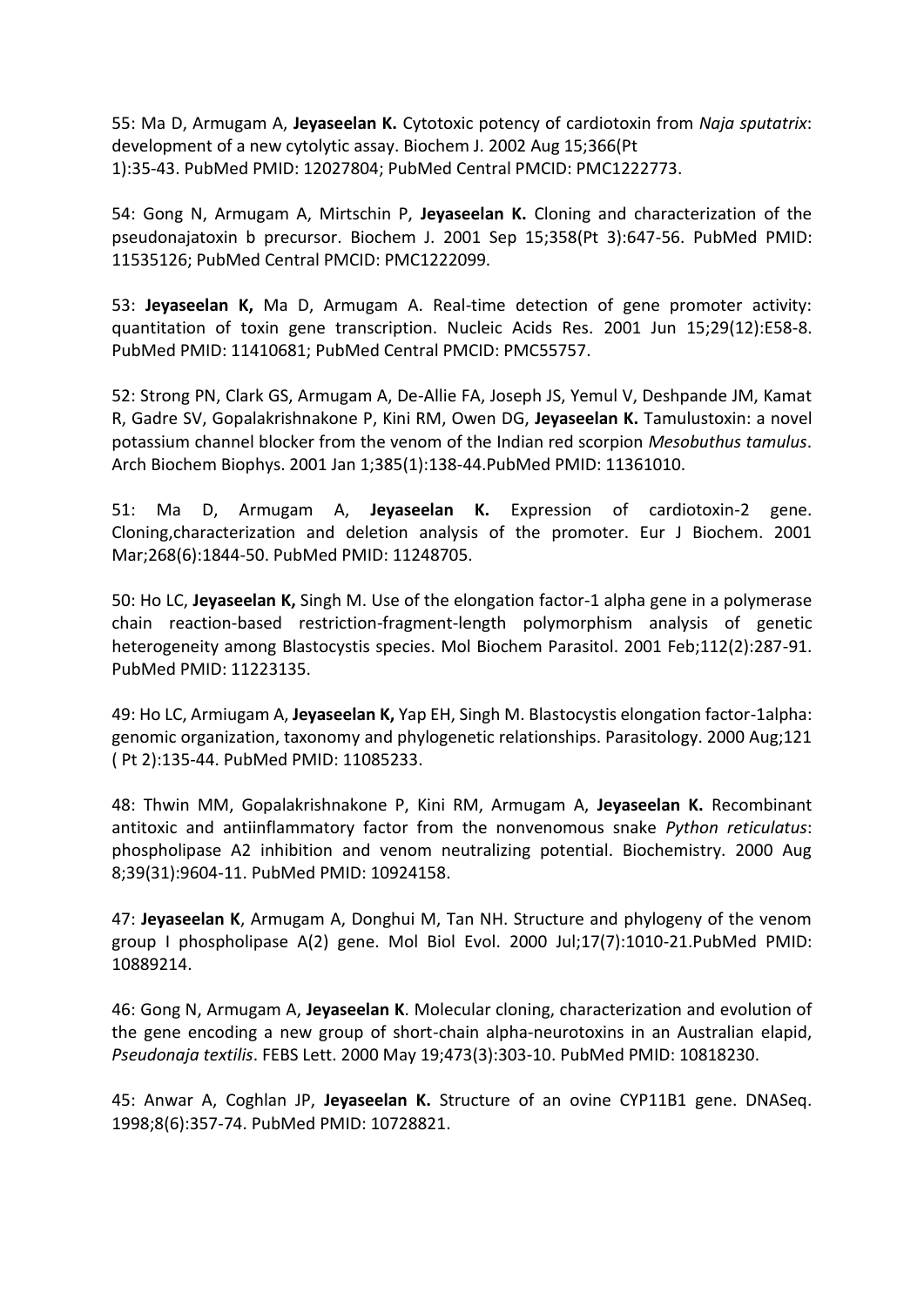55: Ma D, Armugam A, **Jeyaseelan K.** Cytotoxic potency of cardiotoxin from *Naja sputatrix*: development of a new cytolytic assay. Biochem J. 2002 Aug 15;366(Pt 1):35-43. PubMed PMID: 12027804; PubMed Central PMCID: PMC1222773.

54: Gong N, Armugam A, Mirtschin P, **Jeyaseelan K.** Cloning and characterization of the pseudonajatoxin b precursor. Biochem J. 2001 Sep 15;358(Pt 3):647-56. PubMed PMID: 11535126; PubMed Central PMCID: PMC1222099.

53: **Jeyaseelan K,** Ma D, Armugam A. Real-time detection of gene promoter activity: quantitation of toxin gene transcription. Nucleic Acids Res. 2001 Jun 15;29(12):E58-8. PubMed PMID: 11410681; PubMed Central PMCID: PMC55757.

52: Strong PN, Clark GS, Armugam A, De-Allie FA, Joseph JS, Yemul V, Deshpande JM, Kamat R, Gadre SV, Gopalakrishnakone P, Kini RM, Owen DG, **Jeyaseelan K.** Tamulustoxin: a novel potassium channel blocker from the venom of the Indian red scorpion *Mesobuthus tamulus*. Arch Biochem Biophys. 2001 Jan 1;385(1):138-44.PubMed PMID: 11361010.

51: Ma D, Armugam A, **Jeyaseelan K.** Expression of cardiotoxin-2 gene. Cloning,characterization and deletion analysis of the promoter. Eur J Biochem. 2001 Mar;268(6):1844-50. PubMed PMID: 11248705.

50: Ho LC, **Jeyaseelan K,** Singh M. Use of the elongation factor-1 alpha gene in a polymerase chain reaction-based restriction-fragment-length polymorphism analysis of genetic heterogeneity among Blastocystis species. Mol Biochem Parasitol. 2001 Feb;112(2):287-91. PubMed PMID: 11223135.

49: Ho LC, Armiugam A, **Jeyaseelan K,** Yap EH, Singh M. Blastocystis elongation factor-1alpha: genomic organization, taxonomy and phylogenetic relationships. Parasitology. 2000 Aug;121 ( Pt 2):135-44. PubMed PMID: 11085233.

48: Thwin MM, Gopalakrishnakone P, Kini RM, Armugam A, **Jeyaseelan K.** Recombinant antitoxic and antiinflammatory factor from the nonvenomous snake *Python reticulatus*: phospholipase A2 inhibition and venom neutralizing potential. Biochemistry. 2000 Aug 8;39(31):9604-11. PubMed PMID: 10924158.

47: **Jeyaseelan K**, Armugam A, Donghui M, Tan NH. Structure and phylogeny of the venom group I phospholipase A(2) gene. Mol Biol Evol. 2000 Jul;17(7):1010-21.PubMed PMID: 10889214.

46: Gong N, Armugam A, **Jeyaseelan K**. Molecular cloning, characterization and evolution of the gene encoding a new group of short-chain alpha-neurotoxins in an Australian elapid, *Pseudonaja textilis*. FEBS Lett. 2000 May 19;473(3):303-10. PubMed PMID: 10818230.

45: Anwar A, Coghlan JP, **Jeyaseelan K.** Structure of an ovine CYP11B1 gene. DNASeq. 1998;8(6):357-74. PubMed PMID: 10728821.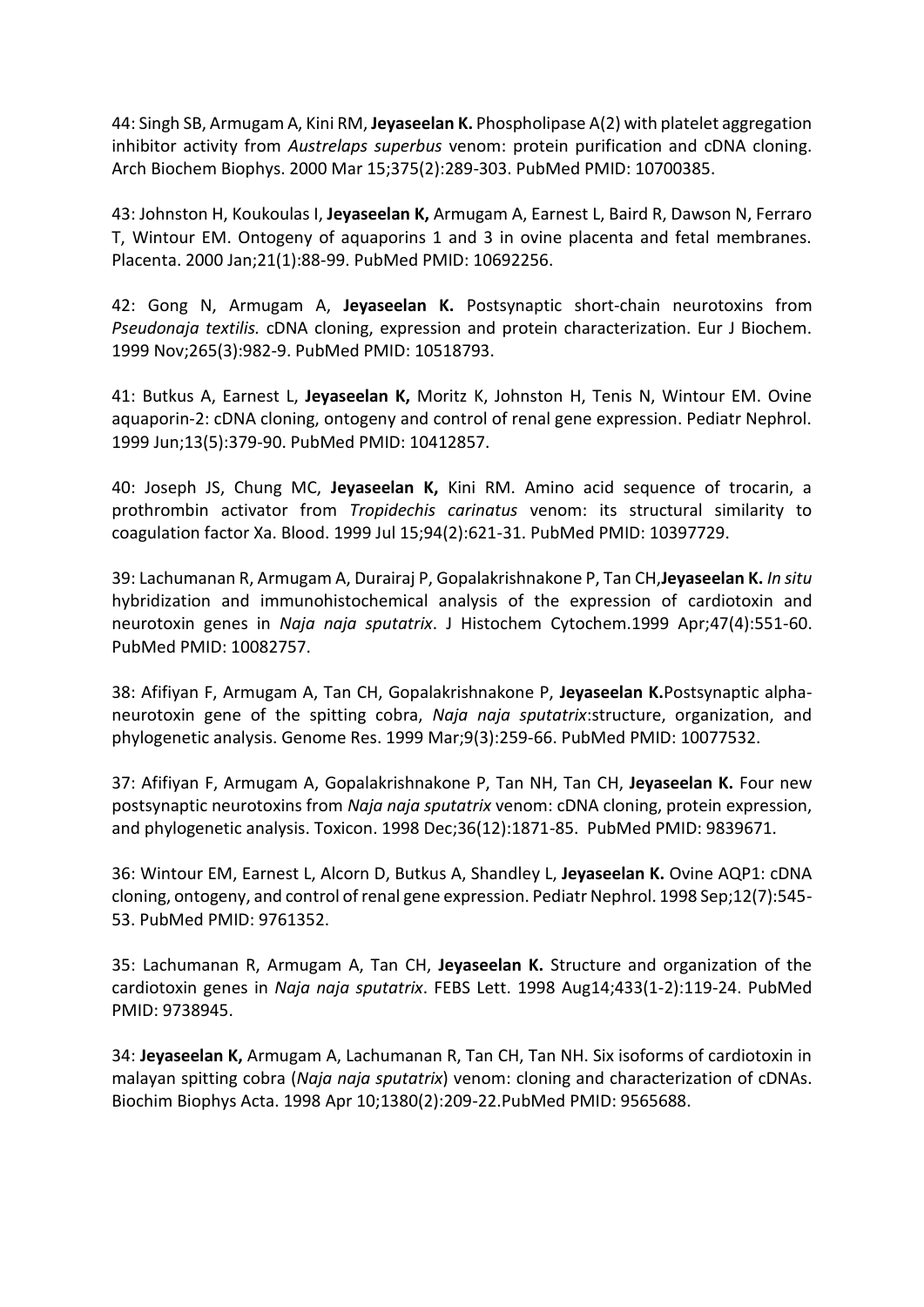44: Singh SB, Armugam A, Kini RM, **Jeyaseelan K.** Phospholipase A(2) with platelet aggregation inhibitor activity from *Austrelaps superbus* venom: protein purification and cDNA cloning. Arch Biochem Biophys. 2000 Mar 15;375(2):289-303. PubMed PMID: 10700385.

43: Johnston H, Koukoulas I, **Jeyaseelan K,** Armugam A, Earnest L, Baird R, Dawson N, Ferraro T, Wintour EM. Ontogeny of aquaporins 1 and 3 in ovine placenta and fetal membranes. Placenta. 2000 Jan;21(1):88-99. PubMed PMID: 10692256.

42: Gong N, Armugam A, **Jeyaseelan K.** Postsynaptic short-chain neurotoxins from *Pseudonaja textilis.* cDNA cloning, expression and protein characterization. Eur J Biochem. 1999 Nov;265(3):982-9. PubMed PMID: 10518793.

41: Butkus A, Earnest L, **Jeyaseelan K,** Moritz K, Johnston H, Tenis N, Wintour EM. Ovine aquaporin-2: cDNA cloning, ontogeny and control of renal gene expression. Pediatr Nephrol. 1999 Jun;13(5):379-90. PubMed PMID: 10412857.

40: Joseph JS, Chung MC, **Jeyaseelan K,** Kini RM. Amino acid sequence of trocarin, a prothrombin activator from *Tropidechis carinatus* venom: its structural similarity to coagulation factor Xa. Blood. 1999 Jul 15;94(2):621-31. PubMed PMID: 10397729.

39: Lachumanan R, Armugam A, Durairaj P, Gopalakrishnakone P, Tan CH,**Jeyaseelan K.** *In situ* hybridization and immunohistochemical analysis of the expression of cardiotoxin and neurotoxin genes in *Naja naja sputatrix*. J Histochem Cytochem.1999 Apr;47(4):551-60. PubMed PMID: 10082757.

38: Afifiyan F, Armugam A, Tan CH, Gopalakrishnakone P, **Jeyaseelan K.**Postsynaptic alpha-neurotoxin gene of the spitting cobra, *Naja naja sputatrix*:structure, organization, and phylogenetic analysis. Genome Res. 1999 Mar;9(3):259-66. PubMed PMID: 10077532.

37: Afifiyan F, Armugam A, Gopalakrishnakone P, Tan NH, Tan CH, **Jeyaseelan K.** Four new postsynaptic neurotoxins from *Naja naja sputatrix* venom: cDNA cloning, protein expression, and phylogenetic analysis. Toxicon. 1998 Dec;36(12):1871-85. PubMed PMID: 9839671.

36: Wintour EM, Earnest L, Alcorn D, Butkus A, Shandley L, **Jeyaseelan K.** Ovine AQP1: cDNA cloning, ontogeny, and control of renal gene expression. Pediatr Nephrol. 1998 Sep;12(7):545-53. PubMed PMID: 9761352.

35: Lachumanan R, Armugam A, Tan CH, **Jeyaseelan K.** Structure and organization of the cardiotoxin genes in *Naja naja sputatrix*. FEBS Lett. 1998 Aug14;433(1-2):119-24. PubMed PMID: 9738945.

34: **Jeyaseelan K,** Armugam A, Lachumanan R, Tan CH, Tan NH. Six isoforms of cardiotoxin in malayan spitting cobra (*Naja naja sputatrix*) venom: cloning and characterization of cDNAs. Biochim Biophys Acta. 1998 Apr 10;1380(2):209-22.PubMed PMID: 9565688.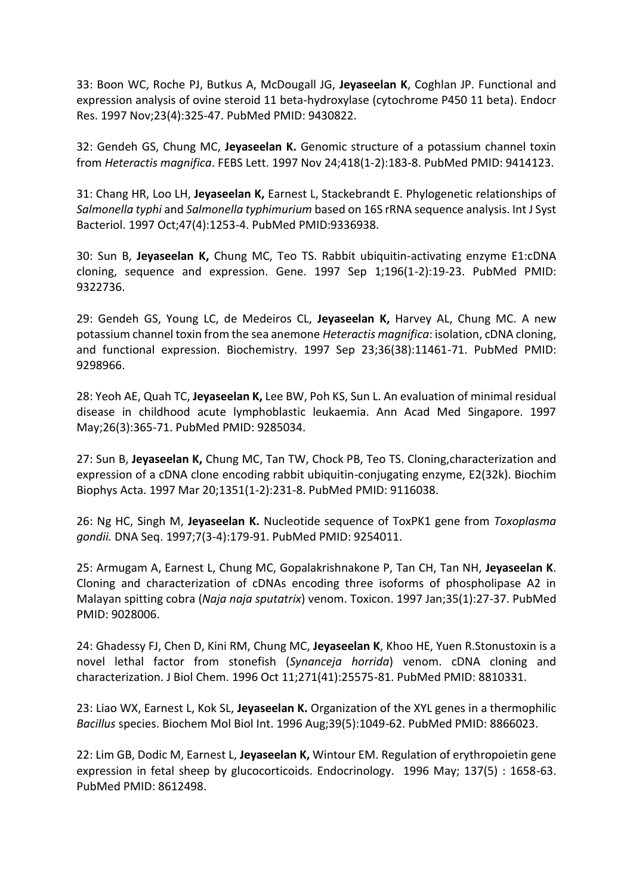33: Boon WC, Roche PJ, Butkus A, McDougall JG, **Jeyaseelan K**, Coghlan JP. Functional and expression analysis of ovine steroid 11 beta-hydroxylase (cytochrome P450 11 beta). Endocr Res. 1997 Nov;23(4):325-47. PubMed PMID: 9430822.

32: Gendeh GS, Chung MC, **Jeyaseelan K.** Genomic structure of a potassium channel toxin from *Heteractis magnifica*. FEBS Lett. 1997 Nov 24;418(1-2):183-8. PubMed PMID: 9414123.

31: Chang HR, Loo LH, **Jeyaseelan K,** Earnest L, Stackebrandt E. Phylogenetic relationships of *Salmonella typhi* and *Salmonella typhimurium* based on 16S rRNA sequence analysis. Int J Syst Bacteriol. 1997 Oct;47(4):1253-4. PubMed PMID:9336938.

30: Sun B, **Jeyaseelan K,** Chung MC, Teo TS. Rabbit ubiquitin-activating enzyme E1:cDNA cloning, sequence and expression. Gene. 1997 Sep 1;196(1-2):19-23. PubMed PMID: 9322736.

29: Gendeh GS, Young LC, de Medeiros CL, **Jeyaseelan K,** Harvey AL, Chung MC. A new potassium channel toxin from the sea anemone *Heteractis magnifica*: isolation, cDNA cloning, and functional expression. Biochemistry. 1997 Sep 23;36(38):11461-71. PubMed PMID: 9298966.

28: Yeoh AE, Quah TC, **Jeyaseelan K,** Lee BW, Poh KS, Sun L. An evaluation of minimal residual disease in childhood acute lymphoblastic leukaemia. Ann Acad Med Singapore. 1997 May;26(3):365-71. PubMed PMID: 9285034.

27: Sun B, **Jeyaseelan K,** Chung MC, Tan TW, Chock PB, Teo TS. Cloning,characterization and expression of a cDNA clone encoding rabbit ubiquitin-conjugating enzyme, E2(32k). Biochim Biophys Acta. 1997 Mar 20;1351(1-2):231-8. PubMed PMID: 9116038.

26: Ng HC, Singh M, **Jeyaseelan K.** Nucleotide sequence of ToxPK1 gene from *Toxoplasma gondii.* DNA Seq. 1997;7(3-4):179-91. PubMed PMID: 9254011.

25: Armugam A, Earnest L, Chung MC, Gopalakrishnakone P, Tan CH, Tan NH, **Jeyaseelan K**. Cloning and characterization of cDNAs encoding three isoforms of phospholipase A2 in Malayan spitting cobra (*Naja naja sputatrix*) venom. Toxicon. 1997 Jan;35(1):27-37. PubMed PMID: 9028006.

24: Ghadessy FJ, Chen D, Kini RM, Chung MC, **Jeyaseelan K**, Khoo HE, Yuen R.Stonustoxin is a novel lethal factor from stonefish (*Synanceja horrida*) venom. cDNA cloning and characterization. J Biol Chem. 1996 Oct 11;271(41):25575-81. PubMed PMID: 8810331.

23: Liao WX, Earnest L, Kok SL, **Jeyaseelan K.** Organization of the XYL genes in a thermophilic *Bacillus* species. Biochem Mol Biol Int. 1996 Aug;39(5):1049-62. PubMed PMID: 8866023.

22: Lim GB, Dodic M, Earnest L, **Jeyaseelan K,** Wintour EM. Regulation of erythropoietin gene expression in fetal sheep by glucocorticoids. Endocrinology. 1996 May; 137(5) : 1658-63. PubMed PMID: 8612498.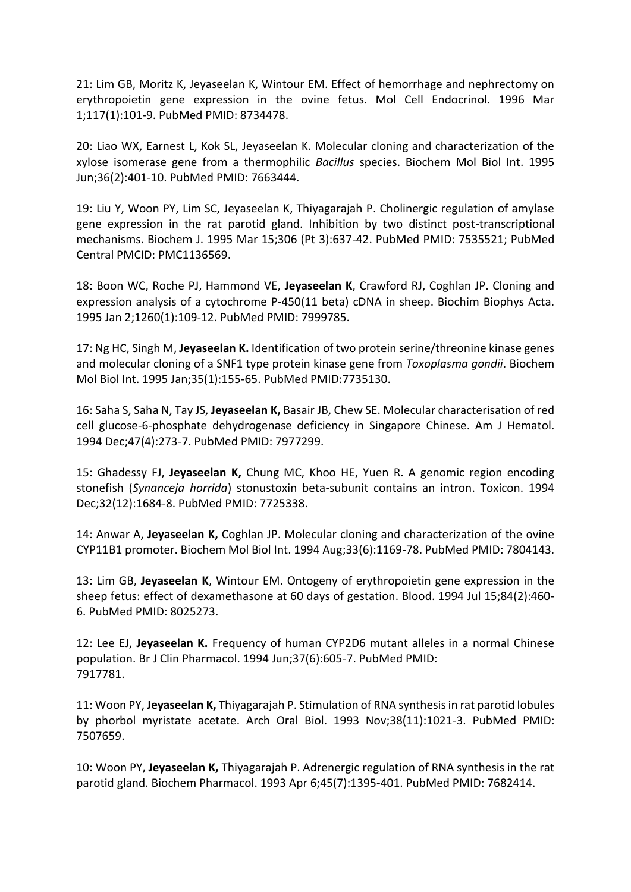21: Lim GB, Moritz K, Jeyaseelan K, Wintour EM. Effect of hemorrhage and nephrectomy on erythropoietin gene expression in the ovine fetus. Mol Cell Endocrinol. 1996 Mar 1;117(1):101-9. PubMed PMID: 8734478.

20: Liao WX, Earnest L, Kok SL, Jeyaseelan K. Molecular cloning and characterization of the xylose isomerase gene from a thermophilic *Bacillus* species. Biochem Mol Biol Int. 1995 Jun;36(2):401-10. PubMed PMID: 7663444.

19: Liu Y, Woon PY, Lim SC, Jeyaseelan K, Thiyagarajah P. Cholinergic regulation of amylase gene expression in the rat parotid gland. Inhibition by two distinct post-transcriptional mechanisms. Biochem J. 1995 Mar 15;306 (Pt 3):637-42. PubMed PMID: 7535521; PubMed Central PMCID: PMC1136569.

18: Boon WC, Roche PJ, Hammond VE, **Jeyaseelan K**, Crawford RJ, Coghlan JP. Cloning and expression analysis of a cytochrome P-450(11 beta) cDNA in sheep. Biochim Biophys Acta. 1995 Jan 2;1260(1):109-12. PubMed PMID: 7999785.

17: Ng HC, Singh M, **Jeyaseelan K.** Identification of two protein serine/threonine kinase genes and molecular cloning of a SNF1 type protein kinase gene from *Toxoplasma gondii*. Biochem Mol Biol Int. 1995 Jan;35(1):155-65. PubMed PMID:7735130.

16: Saha S, Saha N, Tay JS, **Jeyaseelan K,** Basair JB, Chew SE. Molecular characterisation of red cell glucose-6-phosphate dehydrogenase deficiency in Singapore Chinese. Am J Hematol. 1994 Dec;47(4):273-7. PubMed PMID: 7977299.

15: Ghadessy FJ, **Jeyaseelan K,** Chung MC, Khoo HE, Yuen R. A genomic region encoding stonefish (*Synanceja horrida*) stonustoxin beta-subunit contains an intron. Toxicon. 1994 Dec;32(12):1684-8. PubMed PMID: 7725338.

14: Anwar A, **Jeyaseelan K,** Coghlan JP. Molecular cloning and characterization of the ovine CYP11B1 promoter. Biochem Mol Biol Int. 1994 Aug;33(6):1169-78. PubMed PMID: 7804143.

13: Lim GB, **Jeyaseelan K**, Wintour EM. Ontogeny of erythropoietin gene expression in the sheep fetus: effect of dexamethasone at 60 days of gestation. Blood. 1994 Jul 15;84(2):460-6. PubMed PMID: 8025273.

12: Lee EJ, **Jeyaseelan K.** Frequency of human CYP2D6 mutant alleles in a normal Chinese population. Br J Clin Pharmacol. 1994 Jun;37(6):605-7. PubMed PMID: 7917781.

11: Woon PY, **Jeyaseelan K,** Thiyagarajah P. Stimulation of RNA synthesis in rat parotid lobules by phorbol myristate acetate. Arch Oral Biol. 1993 Nov;38(11):1021-3. PubMed PMID: 7507659.

10: Woon PY, **Jeyaseelan K,** Thiyagarajah P. Adrenergic regulation of RNA synthesis in the rat parotid gland. Biochem Pharmacol. 1993 Apr 6;45(7):1395-401. PubMed PMID: 7682414.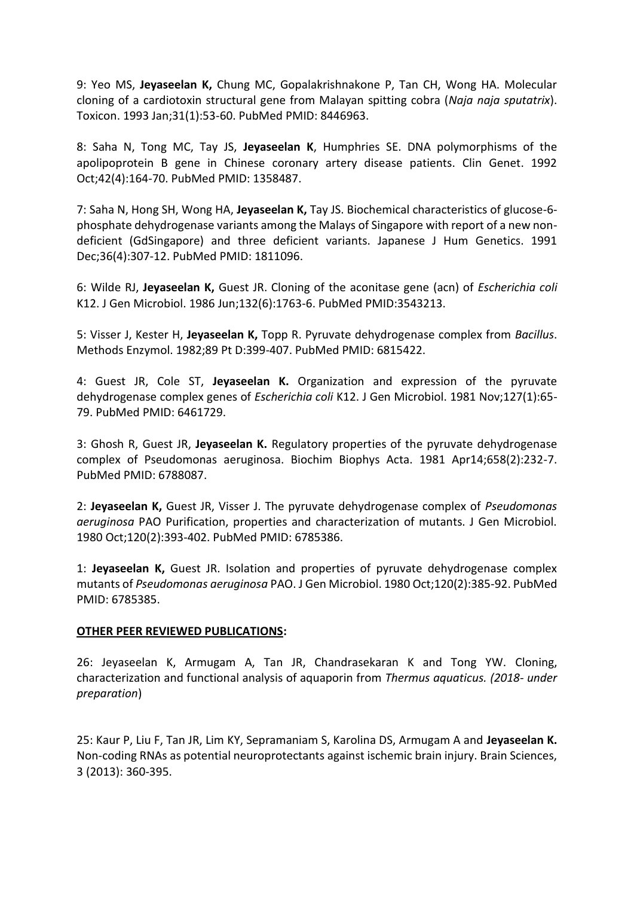9: Yeo MS, **Jeyaseelan K,** Chung MC, Gopalakrishnakone P, Tan CH, Wong HA. Molecular cloning of a cardiotoxin structural gene from Malayan spitting cobra (*Naja naja sputatrix*). Toxicon. 1993 Jan;31(1):53-60. PubMed PMID: 8446963.

8: Saha N, Tong MC, Tay JS, **Jeyaseelan K**, Humphries SE. DNA polymorphisms of the apolipoprotein B gene in Chinese coronary artery disease patients. Clin Genet. 1992 Oct;42(4):164-70. PubMed PMID: 1358487.

7: Saha N, Hong SH, Wong HA, **Jeyaseelan K,** Tay JS. Biochemical characteristics of glucose-6-phosphate dehydrogenase variants among the Malays of Singapore with report of a new non-deficient (GdSingapore) and three deficient variants. Japanese J Hum Genetics. 1991 Dec;36(4):307-12. PubMed PMID: 1811096.

6: Wilde RJ, **Jeyaseelan K,** Guest JR. Cloning of the aconitase gene (acn) of *Escherichia coli* K12. J Gen Microbiol. 1986 Jun;132(6):1763-6. PubMed PMID:3543213.

5: Visser J, Kester H, **Jeyaseelan K,** Topp R. Pyruvate dehydrogenase complex from *Bacillus*. Methods Enzymol. 1982;89 Pt D:399-407. PubMed PMID: 6815422.

4: Guest JR, Cole ST, **Jeyaseelan K.** Organization and expression of the pyruvate dehydrogenase complex genes of *Escherichia coli* K12. J Gen Microbiol. 1981 Nov;127(1):65-79. PubMed PMID: 6461729.

3: Ghosh R, Guest JR, **Jeyaseelan K.** Regulatory properties of the pyruvate dehydrogenase complex of Pseudomonas aeruginosa. Biochim Biophys Acta. 1981 Apr14;658(2):232-7. PubMed PMID: 6788087.

2: **Jeyaseelan K,** Guest JR, Visser J. The pyruvate dehydrogenase complex of *Pseudomonas aeruginosa* PAO Purification, properties and characterization of mutants. J Gen Microbiol. 1980 Oct;120(2):393-402. PubMed PMID: 6785386.

1: **Jeyaseelan K,** Guest JR. Isolation and properties of pyruvate dehydrogenase complex mutants of *Pseudomonas aeruginosa* PAO. J Gen Microbiol. 1980 Oct;120(2):385-92. PubMed PMID: 6785385.

**OTHER PEER REVIEWED PUBLICATIONS:**

26: Jeyaseelan K, Armugam A, Tan JR, Chandrasekaran K and Tong YW. Cloning, characterization and functional analysis of aquaporin from *Thermus aquaticus. (2018- under preparation*)

25: Kaur P, Liu F, Tan JR, Lim KY, Sepramaniam S, Karolina DS, Armugam A and **Jeyaseelan K.** Non-coding RNAs as potential neuroprotectants against ischemic brain injury. Brain Sciences, 3 (2013): 360-395.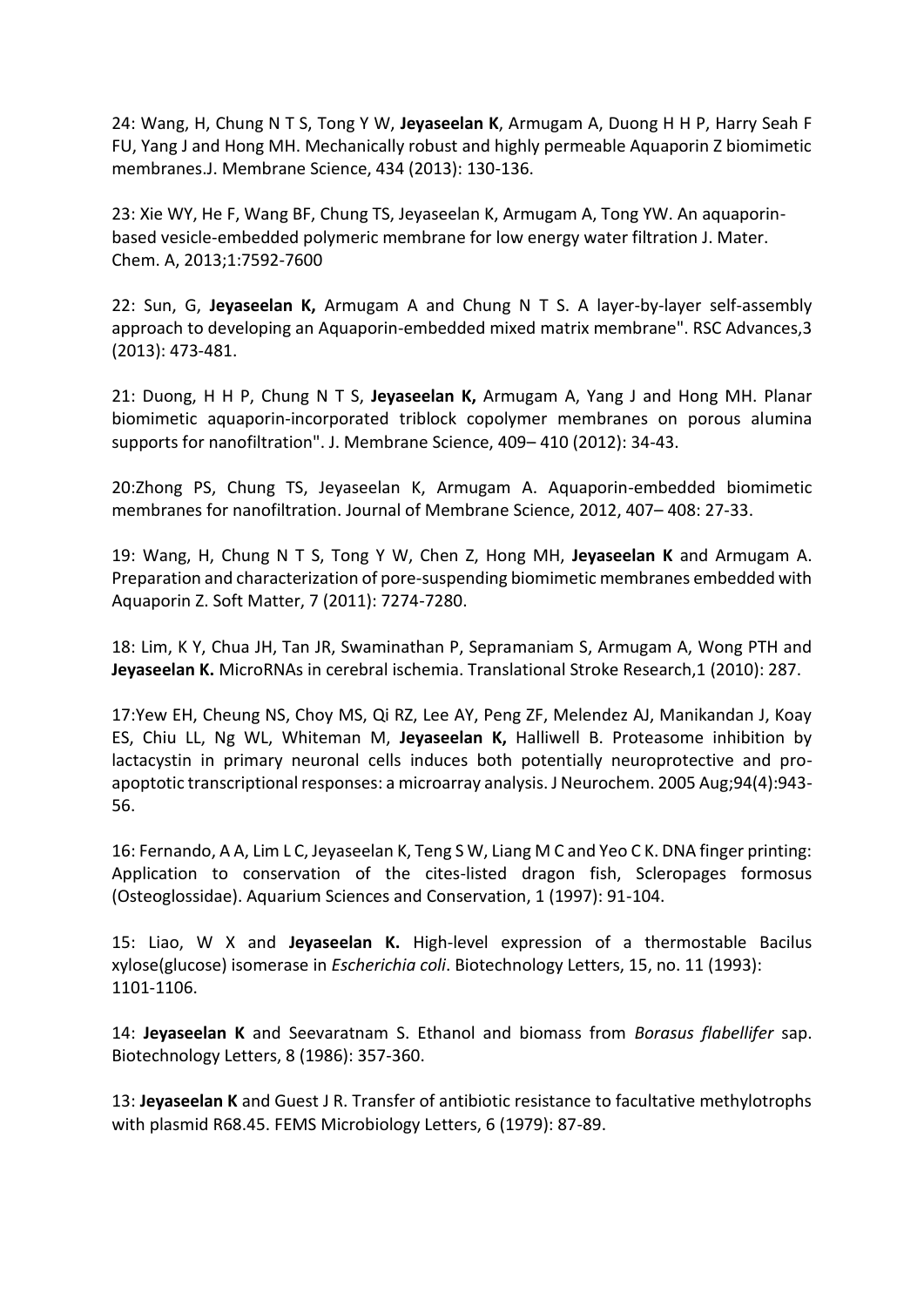24: Wang, H, Chung N T S, Tong Y W, **Jeyaseelan K**, Armugam A, Duong H H P, Harry Seah F FU, Yang J and Hong MH. Mechanically robust and highly permeable Aquaporin Z biomimetic membranes.J. Membrane Science, 434 (2013): 130-136.

23: Xie WY, He F, Wang BF, Chung TS, Jeyaseelan K, Armugam A, Tong YW. An aquaporin-based vesicle-embedded polymeric membrane for low energy water filtration J. Mater. Chem. A, 2013;1:7592-7600

22: Sun, G, **Jeyaseelan K,** Armugam A and Chung N T S. A layer-by-layer self-assembly approach to developing an Aquaporin-embedded mixed matrix membrane". RSC Advances,3 (2013): 473-481.

21: Duong, H H P, Chung N T S, **Jeyaseelan K,** Armugam A, Yang J and Hong MH. Planar biomimetic aquaporin-incorporated triblock copolymer membranes on porous alumina supports for nanofiltration". J. Membrane Science, 409– 410 (2012): 34-43.

20:Zhong PS, Chung TS, Jeyaseelan K, Armugam A. Aquaporin-embedded biomimetic membranes for nanofiltration. Journal of Membrane Science, 2012, 407– 408: 27-33.

19: Wang, H, Chung N T S, Tong Y W, Chen Z, Hong MH, **Jeyaseelan K** and Armugam A. Preparation and characterization of pore-suspending biomimetic membranes embedded with Aquaporin Z. Soft Matter, 7 (2011): 7274-7280.

18: Lim, K Y, Chua JH, Tan JR, Swaminathan P, Sepramaniam S, Armugam A, Wong PTH and **Jeyaseelan K.** MicroRNAs in cerebral ischemia. Translational Stroke Research,1 (2010): 287.

17:Yew EH, Cheung NS, Choy MS, Qi RZ, Lee AY, Peng ZF, Melendez AJ, Manikandan J, Koay ES, Chiu LL, Ng WL, Whiteman M, **Jeyaseelan K,** Halliwell B. Proteasome inhibition by lactacystin in primary neuronal cells induces both potentially neuroprotective and pro-apoptotic transcriptional responses: a microarray analysis. J Neurochem. 2005 Aug;94(4):943-56.

16: Fernando, A A, Lim L C, Jeyaseelan K, Teng S W, Liang M C and Yeo C K. DNA finger printing: Application to conservation of the cites-listed dragon fish, Scleropages formosus (Osteoglossidae). Aquarium Sciences and Conservation, 1 (1997): 91-104.

15: Liao, W X and **Jeyaseelan K.** High-level expression of a thermostable Bacilus xylose(glucose) isomerase in *Escherichia coli*. Biotechnology Letters, 15, no. 11 (1993): 1101-1106.

14: **Jeyaseelan K** and Seevaratnam S. Ethanol and biomass from *Borasus flabellifer* sap. Biotechnology Letters, 8 (1986): 357-360.

13: **Jeyaseelan K** and Guest J R. Transfer of antibiotic resistance to facultative methylotrophs with plasmid R68.45. FEMS Microbiology Letters, 6 (1979): 87-89.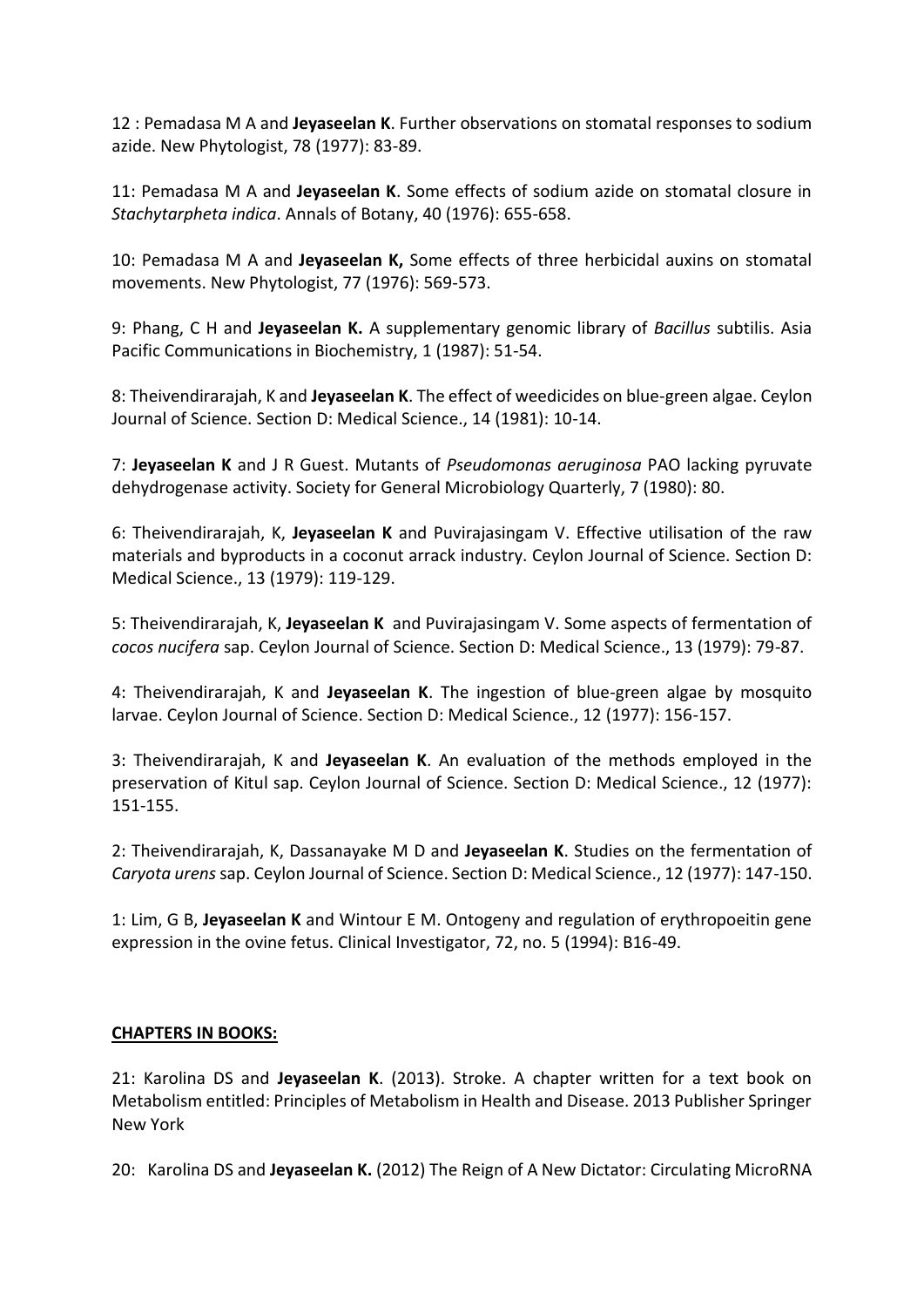12 : Pemadasa M A and **Jeyaseelan K**. Further observations on stomatal responses to sodium azide. New Phytologist, 78 (1977): 83-89.

11: Pemadasa M A and **Jeyaseelan K**. Some effects of sodium azide on stomatal closure in *Stachytarpheta indica*. Annals of Botany, 40 (1976): 655-658.

10: Pemadasa M A and **Jeyaseelan K,** Some effects of three herbicidal auxins on stomatal movements. New Phytologist, 77 (1976): 569-573.

9: Phang, C H and **Jeyaseelan K.** A supplementary genomic library of *Bacillus* subtilis. Asia Pacific Communications in Biochemistry, 1 (1987): 51-54.

8: Theivendirarajah, K and **Jeyaseelan K**. The effect of weedicides on blue-green algae. Ceylon Journal of Science. Section D: Medical Science., 14 (1981): 10-14.

7: **Jeyaseelan K** and J R Guest. Mutants of *Pseudomonas aeruginosa* PAO lacking pyruvate dehydrogenase activity. Society for General Microbiology Quarterly, 7 (1980): 80.

6: Theivendirarajah, K, **Jeyaseelan K** and Puvirajasingam V. Effective utilisation of the raw materials and byproducts in a coconut arrack industry. Ceylon Journal of Science. Section D: Medical Science., 13 (1979): 119-129.

5: Theivendirarajah, K, **Jeyaseelan K** and Puvirajasingam V. Some aspects of fermentation of *cocos nucifera* sap. Ceylon Journal of Science. Section D: Medical Science., 13 (1979): 79-87.

4: Theivendirarajah, K and **Jeyaseelan K**. The ingestion of blue-green algae by mosquito larvae. Ceylon Journal of Science. Section D: Medical Science., 12 (1977): 156-157.

3: Theivendirarajah, K and **Jeyaseelan K**. An evaluation of the methods employed in the preservation of Kitul sap. Ceylon Journal of Science. Section D: Medical Science., 12 (1977): 151-155.

2: Theivendirarajah, K, Dassanayake M D and **Jeyaseelan K**. Studies on the fermentation of *Caryota urens* sap. Ceylon Journal of Science. Section D: Medical Science., 12 (1977): 147-150.

1: Lim, G B, **Jeyaseelan K** and Wintour E M. Ontogeny and regulation of erythropoeitin gene expression in the ovine fetus. Clinical Investigator, 72, no. 5 (1994): B16-49.

**CHAPTERS IN BOOKS:**

21: Karolina DS and **Jeyaseelan K**. (2013). Stroke. A chapter written for a text book on Metabolism entitled: Principles of Metabolism in Health and Disease. 2013 Publisher Springer New York

20: Karolina DS and **Jeyaseelan K.** (2012) The Reign of A New Dictator: Circulating MicroRNA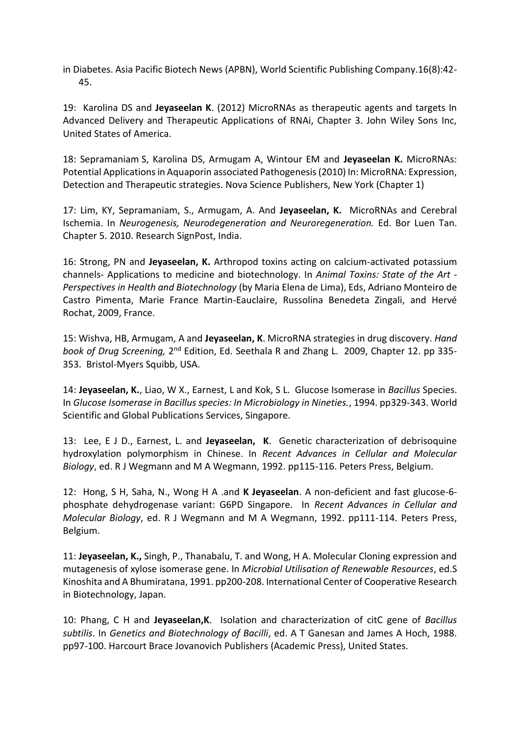in Diabetes. Asia Pacific Biotech News (APBN), World Scientific Publishing Company.16(8):42-45.

19: Karolina DS and **Jeyaseelan K**. (2012) MicroRNAs as therapeutic agents and targets In Advanced Delivery and Therapeutic Applications of RNAi, Chapter 3. John Wiley Sons Inc, United States of America.

18: Sepramaniam S, Karolina DS, Armugam A, Wintour EM and **Jeyaseelan K.** MicroRNAs: Potential Applications in Aquaporin associated Pathogenesis (2010) In: MicroRNA: Expression, Detection and Therapeutic strategies. Nova Science Publishers, New York (Chapter 1)

17: Lim, KY, Sepramaniam, S., Armugam, A. And **Jeyaseelan, K.** MicroRNAs and Cerebral Ischemia. In *Neurogenesis, Neurodegeneration and Neuroregeneration.* Ed. Bor Luen Tan. Chapter 5. 2010. Research SignPost, India.

16: Strong, PN and **Jeyaseelan, K.** Arthropod toxins acting on calcium-activated potassium channels- Applications to medicine and biotechnology. In *Animal Toxins: State of the Art - Perspectives in Health and Biotechnology* (by Maria Elena de Lima), Eds, Adriano Monteiro de Castro Pimenta, Marie France Martin-Eauclaire, Russolina Benedeta Zingali, and Hervé Rochat, 2009, France.

15: Wishva, HB, Armugam, A and **Jeyaseelan, K**. MicroRNA strategies in drug discovery. *Hand book of Drug Screening,* 2nd Edition, Ed. Seethala R and Zhang L. 2009, Chapter 12. pp 335-353. Bristol-Myers Squibb, USA.

14: **Jeyaseelan, K.**, Liao, W X., Earnest, L and Kok, S L. Glucose Isomerase in *Bacillus* Species. In *Glucose Isomerase in Bacillus species: In Microbiology in Nineties.*, 1994. pp329-343. World Scientific and Global Publications Services, Singapore.

13: Lee, E J D., Earnest, L. and **Jeyaseelan, K**. Genetic characterization of debrisoquine hydroxylation polymorphism in Chinese. In *Recent Advances in Cellular and Molecular Biology*, ed. R J Wegmann and M A Wegmann, 1992. pp115-116. Peters Press, Belgium.

12: Hong, S H, Saha, N., Wong H A .and **K Jeyaseelan**. A non-deficient and fast glucose-6-phosphate dehydrogenase variant: G6PD Singapore. In *Recent Advances in Cellular and Molecular Biology*, ed. R J Wegmann and M A Wegmann, 1992. pp111-114. Peters Press, Belgium.

11: **Jeyaseelan, K.,** Singh, P., Thanabalu, T. and Wong, H A. Molecular Cloning expression and mutagenesis of xylose isomerase gene. In *Microbial Utilisation of Renewable Resources*, ed.S Kinoshita and A Bhumiratana, 1991. pp200-208. International Center of Cooperative Research in Biotechnology, Japan.

10: Phang, C H and **Jeyaseelan,K**. Isolation and characterization of citC gene of *Bacillus subtilis*. In *Genetics and Biotechnology of Bacilli*, ed. A T Ganesan and James A Hoch, 1988. pp97-100. Harcourt Brace Jovanovich Publishers (Academic Press), United States.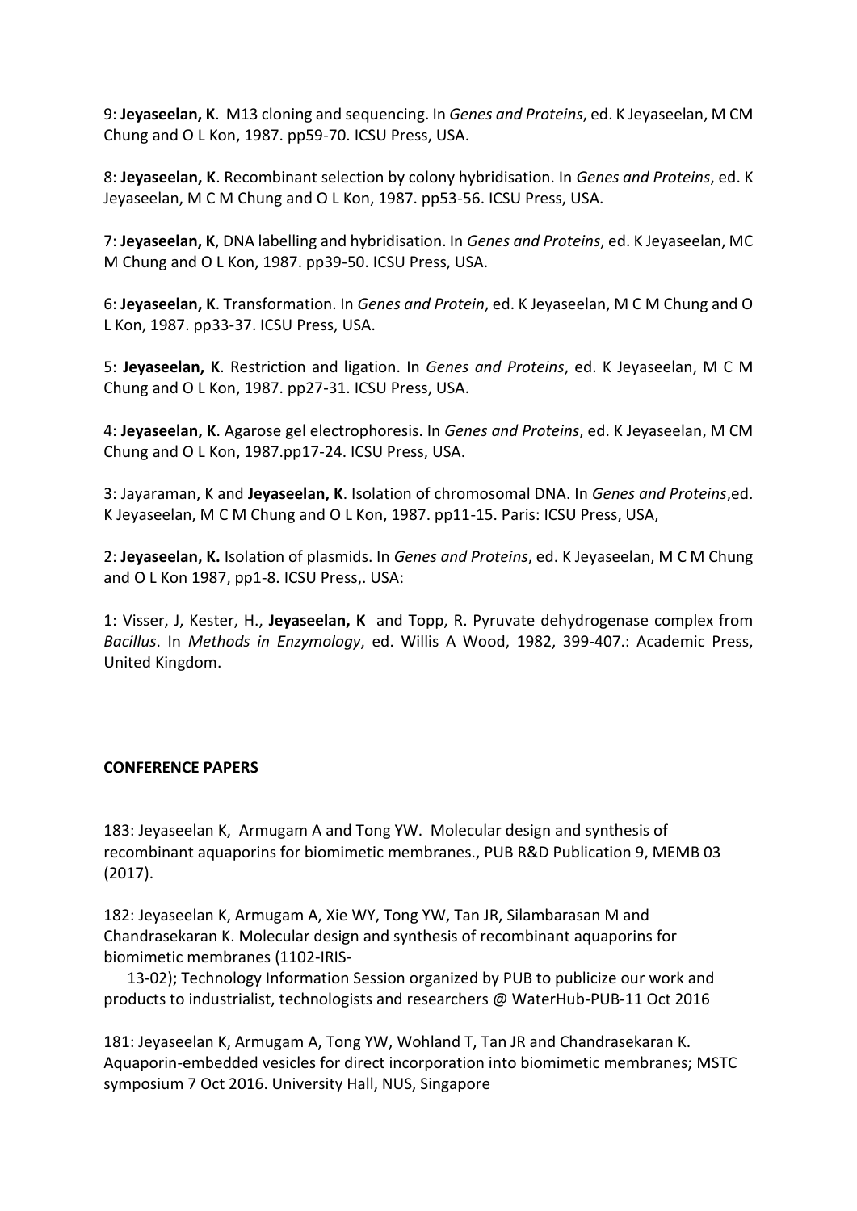9: **Jeyaseelan, K**. M13 cloning and sequencing. In *Genes and Proteins*, ed. K Jeyaseelan, M CM Chung and O L Kon, 1987. pp59-70. ICSU Press, USA.

8: **Jeyaseelan, K**. Recombinant selection by colony hybridisation. In *Genes and Proteins*, ed. K Jeyaseelan, M C M Chung and O L Kon, 1987. pp53-56. ICSU Press, USA.

7: **Jeyaseelan, K**, DNA labelling and hybridisation. In *Genes and Proteins*, ed. K Jeyaseelan, MC M Chung and O L Kon, 1987. pp39-50. ICSU Press, USA.

6: **Jeyaseelan, K**. Transformation. In *Genes and Protein*, ed. K Jeyaseelan, M C M Chung and O L Kon, 1987. pp33-37. ICSU Press, USA.

5: **Jeyaseelan, K**. Restriction and ligation. In *Genes and Proteins*, ed. K Jeyaseelan, M C M Chung and O L Kon, 1987. pp27-31. ICSU Press, USA.

4: **Jeyaseelan, K**. Agarose gel electrophoresis. In *Genes and Proteins*, ed. K Jeyaseelan, M CM Chung and O L Kon, 1987.pp17-24. ICSU Press, USA.

3: Jayaraman, K and **Jeyaseelan, K**. Isolation of chromosomal DNA. In *Genes and Proteins*,ed. K Jeyaseelan, M C M Chung and O L Kon, 1987. pp11-15. Paris: ICSU Press, USA,

2: **Jeyaseelan, K.** Isolation of plasmids. In *Genes and Proteins*, ed. K Jeyaseelan, M C M Chung and O L Kon 1987, pp1-8. ICSU Press,. USA:

1: Visser, J, Kester, H., **Jeyaseelan, K** and Topp, R. Pyruvate dehydrogenase complex from *Bacillus*. In *Methods in Enzymology*, ed. Willis A Wood, 1982, 399-407.: Academic Press, United Kingdom.

**CONFERENCE PAPERS**

183: Jeyaseelan K, Armugam A and Tong YW. Molecular design and synthesis of recombinant aquaporins for biomimetic membranes., PUB R&D Publication 9, MEMB 03 (2017).

182: Jeyaseelan K, Armugam A, Xie WY, Tong YW, Tan JR, Silambarasan M and Chandrasekaran K. Molecular design and synthesis of recombinant aquaporins for biomimetic membranes (1102-IRIS-13-02); Technology Information Session organized by PUB to publicize our work and products to industrialist, technologists and researchers @ WaterHub-PUB-11 Oct 2016

181: Jeyaseelan K, Armugam A, Tong YW, Wohland T, Tan JR and Chandrasekaran K. Aquaporin-embedded vesicles for direct incorporation into biomimetic membranes; MSTC symposium 7 Oct 2016. University Hall, NUS, Singapore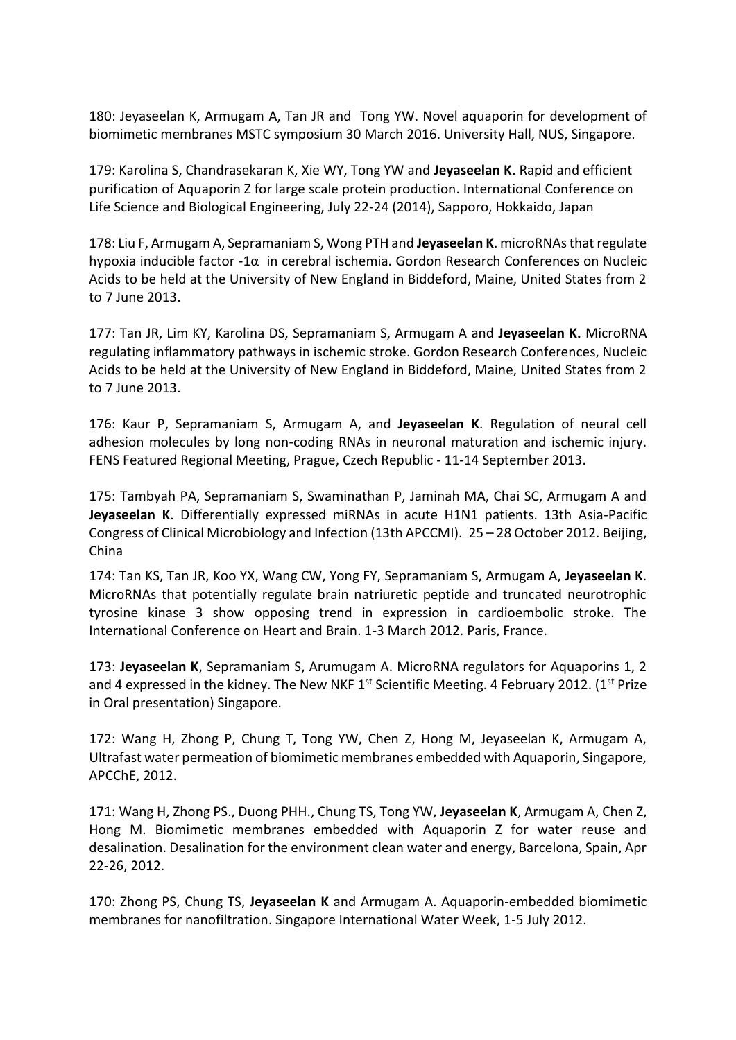180: Jeyaseelan K, Armugam A, Tan JR and  Tong YW. Novel aquaporin for development of biomimetic membranes MSTC symposium 30 March 2016. University Hall, NUS, Singapore.

179: Karolina S, Chandrasekaran K, Xie WY, Tong YW and **Jeyaseelan K.** Rapid and efficient purification of Aquaporin Z for large scale protein production. International Conference on Life Science and Biological Engineering, July 22-24 (2014), Sapporo, Hokkaido, Japan

178: Liu F, Armugam A, Sepramaniam S, Wong PTH and **Jeyaseelan K**. microRNAs that regulate hypoxia inducible factor -1α  in cerebral ischemia. Gordon Research Conferences on Nucleic Acids to be held at the University of New England in Biddeford, Maine, United States from 2 to 7 June 2013.

177: Tan JR, Lim KY, Karolina DS, Sepramaniam S, Armugam A and **Jeyaseelan K.** MicroRNA regulating inflammatory pathways in ischemic stroke. Gordon Research Conferences, Nucleic Acids to be held at the University of New England in Biddeford, Maine, United States from 2 to 7 June 2013.

176: Kaur P, Sepramaniam S, Armugam A, and **Jeyaseelan K**. Regulation of neural cell adhesion molecules by long non-coding RNAs in neuronal maturation and ischemic injury. FENS Featured Regional Meeting, Prague, Czech Republic - 11-14 September 2013.

175: Tambyah PA, Sepramaniam S, Swaminathan P, Jaminah MA, Chai SC, Armugam A and **Jeyaseelan K**. Differentially expressed miRNAs in acute H1N1 patients. 13th Asia-Pacific Congress of Clinical Microbiology and Infection (13th APCCMI).  25 – 28 October 2012. Beijing, China

174: Tan KS, Tan JR, Koo YX, Wang CW, Yong FY, Sepramaniam S, Armugam A, **Jeyaseelan K**. MicroRNAs that potentially regulate brain natriuretic peptide and truncated neurotrophic tyrosine kinase 3 show opposing trend in expression in cardioembolic stroke. The International Conference on Heart and Brain. 1-3 March 2012. Paris, France.

173: **Jeyaseelan K**, Sepramaniam S, Arumugam A. MicroRNA regulators for Aquaporins 1, 2 and 4 expressed in the kidney. The New NKF 1st Scientific Meeting. 4 February 2012. (1st Prize in Oral presentation) Singapore.

172: Wang H, Zhong P, Chung T, Tong YW, Chen Z, Hong M, Jeyaseelan K, Armugam A, Ultrafast water permeation of biomimetic membranes embedded with Aquaporin, Singapore, APCChE, 2012.

171: Wang H, Zhong PS., Duong PHH., Chung TS, Tong YW, **Jeyaseelan K**, Armugam A, Chen Z, Hong M. Biomimetic membranes embedded with Aquaporin Z for water reuse and desalination. Desalination for the environment clean water and energy, Barcelona, Spain, Apr 22-26, 2012.

170: Zhong PS, Chung TS, **Jeyaseelan K** and Armugam A. Aquaporin-embedded biomimetic membranes for nanofiltration. Singapore International Water Week, 1-5 July 2012.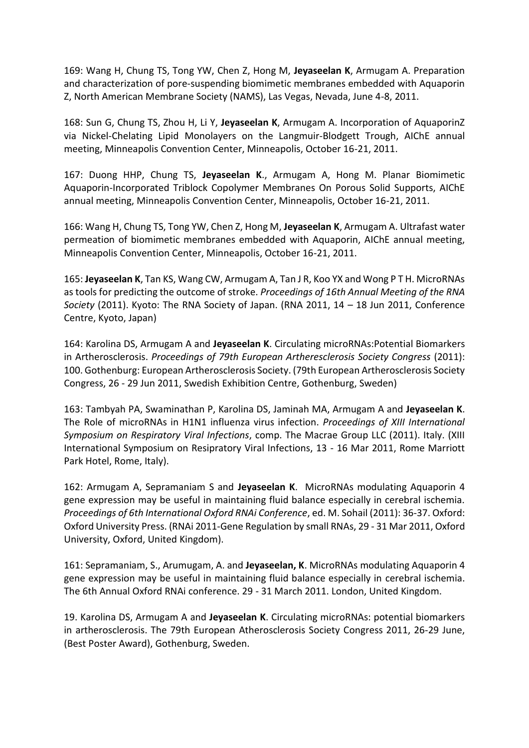169: Wang H, Chung TS, Tong YW, Chen Z, Hong M, **Jeyaseelan K**, Armugam A. Preparation and characterization of pore-suspending biomimetic membranes embedded with Aquaporin Z, North American Membrane Society (NAMS), Las Vegas, Nevada, June 4-8, 2011.

168: Sun G, Chung TS, Zhou H, Li Y, **Jeyaseelan K**, Armugam A. Incorporation of AquaporinZ via Nickel-Chelating Lipid Monolayers on the Langmuir-Blodgett Trough, AIChE annual meeting, Minneapolis Convention Center, Minneapolis, October 16-21, 2011.

167: Duong HHP, Chung TS, **Jeyaseelan K**., Armugam A, Hong M. Planar Biomimetic Aquaporin-Incorporated Triblock Copolymer Membranes On Porous Solid Supports, AIChE annual meeting, Minneapolis Convention Center, Minneapolis, October 16-21, 2011.

166: Wang H, Chung TS, Tong YW, Chen Z, Hong M, **Jeyaseelan K**, Armugam A. Ultrafast water permeation of biomimetic membranes embedded with Aquaporin, AIChE annual meeting, Minneapolis Convention Center, Minneapolis, October 16-21, 2011.

165: **Jeyaseelan K**, Tan KS, Wang CW, Armugam A, Tan J R, Koo YX and Wong P T H. MicroRNAs as tools for predicting the outcome of stroke. *Proceedings of 16th Annual Meeting of the RNA Society* (2011). Kyoto: The RNA Society of Japan. (RNA 2011, 14 – 18 Jun 2011, Conference Centre, Kyoto, Japan)

164: Karolina DS, Armugam A and **Jeyaseelan K**. Circulating microRNAs:Potential Biomarkers in Artherosclerosis. *Proceedings of 79th European Artheresclerosis Society Congress* (2011): 100. Gothenburg: European Artherosclerosis Society. (79th European Artherosclerosis Society Congress, 26 - 29 Jun 2011, Swedish Exhibition Centre, Gothenburg, Sweden)

163: Tambyah PA, Swaminathan P, Karolina DS, Jaminah MA, Armugam A and **Jeyaseelan K**. The Role of microRNAs in H1N1 influenza virus infection. *Proceedings of XIII International Symposium on Respiratory Viral Infections*, comp. The Macrae Group LLC (2011). Italy. (XIII International Symposium on Resipratory Viral Infections, 13 - 16 Mar 2011, Rome Marriott Park Hotel, Rome, Italy).

162: Armugam A, Sepramaniam S and **Jeyaseelan K**. MicroRNAs modulating Aquaporin 4 gene expression may be useful in maintaining fluid balance especially in cerebral ischemia. *Proceedings of 6th International Oxford RNAi Conference*, ed. M. Sohail (2011): 36-37. Oxford: Oxford University Press. (RNAi 2011-Gene Regulation by small RNAs, 29 - 31 Mar 2011, Oxford University, Oxford, United Kingdom).

161: Sepramaniam, S., Arumugam, A. and **Jeyaseelan, K**. MicroRNAs modulating Aquaporin 4 gene expression may be useful in maintaining fluid balance especially in cerebral ischemia. The 6th Annual Oxford RNAi conference. 29 - 31 March 2011. London, United Kingdom.

19. Karolina DS, Armugam A and **Jeyaseelan K**. Circulating microRNAs: potential biomarkers in artherosclerosis. The 79th European Atherosclerosis Society Congress 2011, 26-29 June, (Best Poster Award), Gothenburg, Sweden.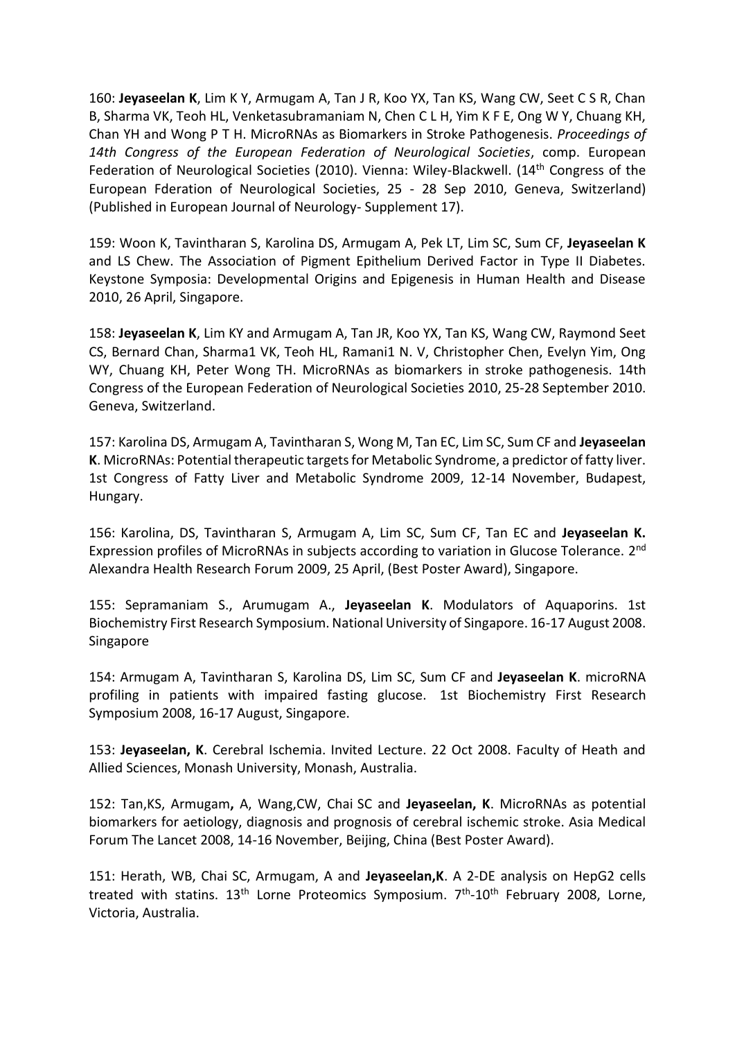160: **Jeyaseelan K**, Lim K Y, Armugam A, Tan J R, Koo YX, Tan KS, Wang CW, Seet C S R, Chan B, Sharma VK, Teoh HL, Venketasubramaniam N, Chen C L H, Yim K F E, Ong W Y, Chuang KH, Chan YH and Wong P T H. MicroRNAs as Biomarkers in Stroke Pathogenesis. *Proceedings of 14th Congress of the European Federation of Neurological Societies*, comp. European Federation of Neurological Societies (2010). Vienna: Wiley-Blackwell. (14th Congress of the European Fderation of Neurological Societies, 25 - 28 Sep 2010, Geneva, Switzerland) (Published in European Journal of Neurology- Supplement 17).

159: Woon K, Tavintharan S, Karolina DS, Armugam A, Pek LT, Lim SC, Sum CF, **Jeyaseelan K** and LS Chew. The Association of Pigment Epithelium Derived Factor in Type II Diabetes. Keystone Symposia: Developmental Origins and Epigenesis in Human Health and Disease 2010, 26 April, Singapore.

158: **Jeyaseelan K**, Lim KY and Armugam A, Tan JR, Koo YX, Tan KS, Wang CW, Raymond Seet CS, Bernard Chan, Sharma1 VK, Teoh HL, Ramani1 N. V, Christopher Chen, Evelyn Yim, Ong WY, Chuang KH, Peter Wong TH. MicroRNAs as biomarkers in stroke pathogenesis. 14th Congress of the European Federation of Neurological Societies 2010, 25-28 September 2010. Geneva, Switzerland.

157: Karolina DS, Armugam A, Tavintharan S, Wong M, Tan EC, Lim SC, Sum CF and **Jeyaseelan K**. MicroRNAs: Potential therapeutic targets for Metabolic Syndrome, a predictor of fatty liver. 1st Congress of Fatty Liver and Metabolic Syndrome 2009, 12-14 November, Budapest, Hungary.

156: Karolina, DS, Tavintharan S, Armugam A, Lim SC, Sum CF, Tan EC and **Jeyaseelan K.** Expression profiles of MicroRNAs in subjects according to variation in Glucose Tolerance. 2nd Alexandra Health Research Forum 2009, 25 April, (Best Poster Award), Singapore.

155: Sepramaniam S., Arumugam A., **Jeyaseelan K**. Modulators of Aquaporins. 1st Biochemistry First Research Symposium. National University of Singapore. 16-17 August 2008. Singapore

154: Armugam A, Tavintharan S, Karolina DS, Lim SC, Sum CF and **Jeyaseelan K**. microRNA profiling in patients with impaired fasting glucose. 1st Biochemistry First Research Symposium 2008, 16-17 August, Singapore.

153: **Jeyaseelan, K**. Cerebral Ischemia. Invited Lecture. 22 Oct 2008. Faculty of Heath and Allied Sciences, Monash University, Monash, Australia.

152: Tan,KS, Armugam**,** A, Wang,CW, Chai SC and **Jeyaseelan, K**. MicroRNAs as potential biomarkers for aetiology, diagnosis and prognosis of cerebral ischemic stroke. Asia Medical Forum The Lancet 2008, 14-16 November, Beijing, China (Best Poster Award).

151: Herath, WB, Chai SC, Armugam, A and **Jeyaseelan,K**. A 2-DE analysis on HepG2 cells treated with statins. 13th Lorne Proteomics Symposium. 7th-10th February 2008, Lorne, Victoria, Australia.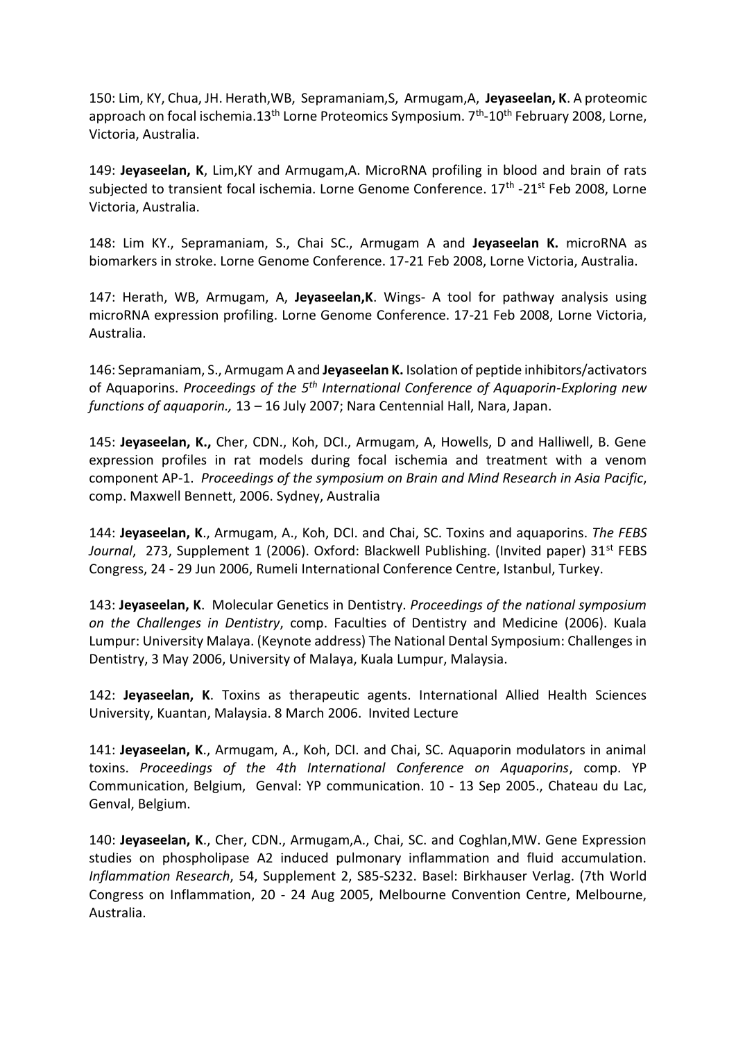150: Lim, KY, Chua, JH. Herath,WB, Sepramaniam,S, Armugam,A, **Jeyaseelan, K**. A proteomic approach on focal ischemia.13th Lorne Proteomics Symposium. 7th-10th February 2008, Lorne, Victoria, Australia.

149: **Jeyaseelan, K**, Lim,KY and Armugam,A. MicroRNA profiling in blood and brain of rats subjected to transient focal ischemia. Lorne Genome Conference. 17th -21st Feb 2008, Lorne Victoria, Australia.

148: Lim KY., Sepramaniam, S., Chai SC., Armugam A and **Jeyaseelan K.** microRNA as biomarkers in stroke. Lorne Genome Conference. 17-21 Feb 2008, Lorne Victoria, Australia.

147: Herath, WB, Armugam, A, **Jeyaseelan,K**. Wings- A tool for pathway analysis using microRNA expression profiling. Lorne Genome Conference. 17-21 Feb 2008, Lorne Victoria, Australia.

146: Sepramaniam, S., Armugam A and **Jeyaseelan K.** Isolation of peptide inhibitors/activators of Aquaporins. *Proceedings of the 5th International Conference of Aquaporin-Exploring new functions of aquaporin.,* 13 – 16 July 2007; Nara Centennial Hall, Nara, Japan.

145: **Jeyaseelan, K.,** Cher, CDN., Koh, DCI., Armugam, A, Howells, D and Halliwell, B. Gene expression profiles in rat models during focal ischemia and treatment with a venom component AP-1. *Proceedings of the symposium on Brain and Mind Research in Asia Pacific*, comp. Maxwell Bennett, 2006. Sydney, Australia

144: **Jeyaseelan, K**., Armugam, A., Koh, DCI. and Chai, SC. Toxins and aquaporins. *The FEBS Journal*, 273, Supplement 1 (2006). Oxford: Blackwell Publishing. (Invited paper) 31st FEBS Congress, 24 - 29 Jun 2006, Rumeli International Conference Centre, Istanbul, Turkey.

143: **Jeyaseelan, K**. Molecular Genetics in Dentistry. *Proceedings of the national symposium on the Challenges in Dentistry*, comp. Faculties of Dentistry and Medicine (2006). Kuala Lumpur: University Malaya. (Keynote address) The National Dental Symposium: Challenges in Dentistry, 3 May 2006, University of Malaya, Kuala Lumpur, Malaysia.

142: **Jeyaseelan, K**. Toxins as therapeutic agents. International Allied Health Sciences University, Kuantan, Malaysia. 8 March 2006. Invited Lecture

141: **Jeyaseelan, K**., Armugam, A., Koh, DCI. and Chai, SC. Aquaporin modulators in animal toxins. *Proceedings of the 4th International Conference on Aquaporins*, comp. YP Communication, Belgium, Genval: YP communication. 10 - 13 Sep 2005., Chateau du Lac, Genval, Belgium.

140: **Jeyaseelan, K**., Cher, CDN., Armugam,A., Chai, SC. and Coghlan,MW. Gene Expression studies on phospholipase A2 induced pulmonary inflammation and fluid accumulation. *Inflammation Research*, 54, Supplement 2, S85-S232. Basel: Birkhauser Verlag. (7th World Congress on Inflammation, 20 - 24 Aug 2005, Melbourne Convention Centre, Melbourne, Australia.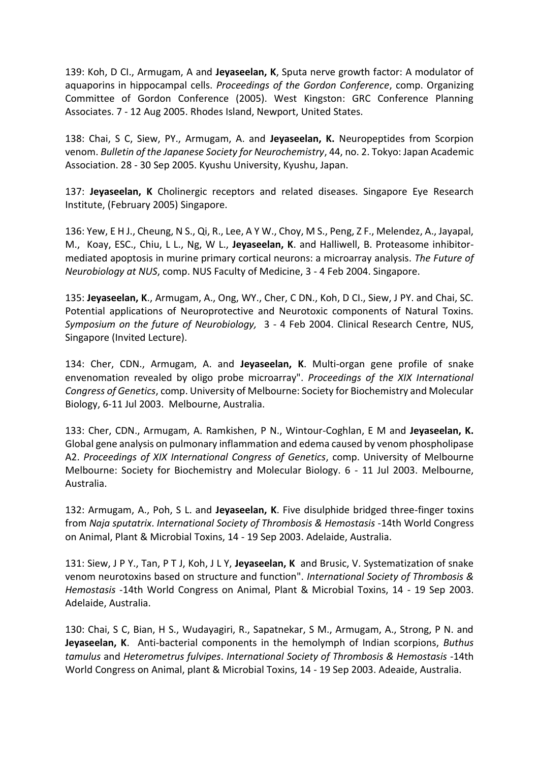139: Koh, D CI., Armugam, A and **Jeyaseelan, K**, Sputa nerve growth factor: A modulator of aquaporins in hippocampal cells. *Proceedings of the Gordon Conference*, comp. Organizing Committee of Gordon Conference (2005). West Kingston: GRC Conference Planning Associates. 7 - 12 Aug 2005. Rhodes Island, Newport, United States.

138: Chai, S C, Siew, PY., Armugam, A. and **Jeyaseelan, K.** Neuropeptides from Scorpion venom. *Bulletin of the Japanese Society for Neurochemistry*, 44, no. 2. Tokyo: Japan Academic Association. 28 - 30 Sep 2005. Kyushu University, Kyushu, Japan.

137: **Jeyaseelan, K** Cholinergic receptors and related diseases. Singapore Eye Research Institute, (February 2005) Singapore.

136: Yew, E H J., Cheung, N S., Qi, R., Lee, A Y W., Choy, M S., Peng, Z F., Melendez, A., Jayapal, M., Koay, ESC., Chiu, L L., Ng, W L., **Jeyaseelan, K**. and Halliwell, B. Proteasome inhibitor-mediated apoptosis in murine primary cortical neurons: a microarray analysis. *The Future of Neurobiology at NUS*, comp. NUS Faculty of Medicine, 3 - 4 Feb 2004. Singapore.

135: **Jeyaseelan, K**., Armugam, A., Ong, WY., Cher, C DN., Koh, D CI., Siew, J PY. and Chai, SC. Potential applications of Neuroprotective and Neurotoxic components of Natural Toxins. *Symposium on the future of Neurobiology,* 3 - 4 Feb 2004. Clinical Research Centre, NUS, Singapore (Invited Lecture).

134: Cher, CDN., Armugam, A. and **Jeyaseelan, K**. Multi-organ gene profile of snake envenomation revealed by oligo probe microarray". *Proceedings of the XIX International Congress of Genetics*, comp. University of Melbourne: Society for Biochemistry and Molecular Biology, 6-11 Jul 2003. Melbourne, Australia.

133: Cher, CDN., Armugam, A. Ramkishen, P N., Wintour-Coghlan, E M and **Jeyaseelan, K.** Global gene analysis on pulmonary inflammation and edema caused by venom phospholipase A2. *Proceedings of XIX International Congress of Genetics*, comp. University of Melbourne Melbourne: Society for Biochemistry and Molecular Biology. 6 - 11 Jul 2003. Melbourne, Australia.

132: Armugam, A., Poh, S L. and **Jeyaseelan, K**. Five disulphide bridged three-finger toxins from *Naja sputatrix*. *International Society of Thrombosis & Hemostasis* -14th World Congress on Animal, Plant & Microbial Toxins, 14 - 19 Sep 2003. Adelaide, Australia.

131: Siew, J P Y., Tan, P T J, Koh, J L Y, **Jeyaseelan, K** and Brusic, V. Systematization of snake venom neurotoxins based on structure and function". *International Society of Thrombosis & Hemostasis* -14th World Congress on Animal, Plant & Microbial Toxins, 14 - 19 Sep 2003. Adelaide, Australia.

130: Chai, S C, Bian, H S., Wudayagiri, R., Sapatnekar, S M., Armugam, A., Strong, P N. and **Jeyaseelan, K**. Anti-bacterial components in the hemolymph of Indian scorpions, *Buthus tamulus* and *Heterometrus fulvipes*. *International Society of Thrombosis & Hemostasis* -14th World Congress on Animal, plant & Microbial Toxins, 14 - 19 Sep 2003. Adeaide, Australia.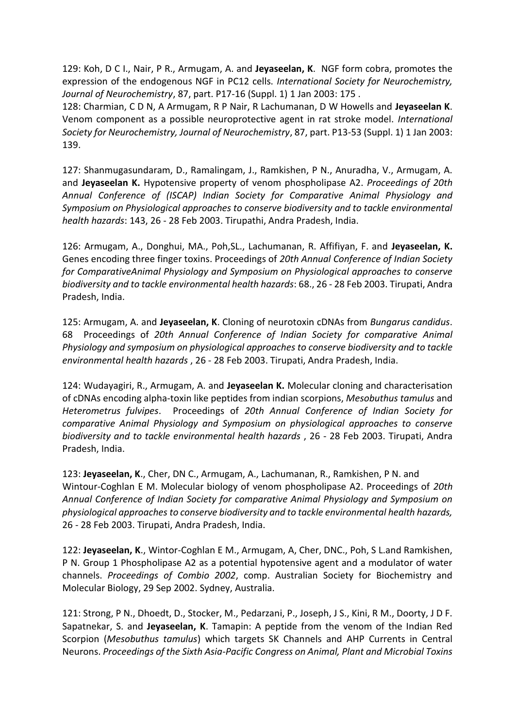129: Koh, D C I., Nair, P R., Armugam, A. and **Jeyaseelan, K**. NGF form cobra, promotes the expression of the endogenous NGF in PC12 cells. *International Society for Neurochemistry, Journal of Neurochemistry*, 87, part. P17-16 (Suppl. 1) 1 Jan 2003: 175 .

128: Charmian, C D N, A Armugam, R P Nair, R Lachumanan, D W Howells and **Jeyaseelan K**. Venom component as a possible neuroprotective agent in rat stroke model. *International Society for Neurochemistry, Journal of Neurochemistry*, 87, part. P13-53 (Suppl. 1) 1 Jan 2003: 139.

127: Shanmugasundaram, D., Ramalingam, J., Ramkishen, P N., Anuradha, V., Armugam, A. and **Jeyaseelan K.** Hypotensive property of venom phospholipase A2. *Proceedings of 20th Annual Conference of (ISCAP) Indian Society for Comparative Animal Physiology and Symposium on Physiological approaches to conserve biodiversity and to tackle environmental health hazards*: 143, 26 - 28 Feb 2003. Tirupathi, Andra Pradesh, India.

126: Armugam, A., Donghui, MA., Poh,SL., Lachumanan, R. Affifiyan, F. and **Jeyaseelan, K.** Genes encoding three finger toxins. Proceedings of *20th Annual Conference of Indian Society for ComparativeAnimal Physiology and Symposium on Physiological approaches to conserve biodiversity and to tackle environmental health hazards*: 68., 26 - 28 Feb 2003. Tirupati, Andra Pradesh, India.

125: Armugam, A. and **Jeyaseelan, K**. Cloning of neurotoxin cDNAs from *Bungarus candidus*. 68 Proceedings of *20th Annual Conference of Indian Society for comparative Animal Physiology and symposium on physiological approaches to conserve biodiversity and to tackle environmental health hazards* , 26 - 28 Feb 2003. Tirupati, Andra Pradesh, India.

124: Wudayagiri, R., Armugam, A. and **Jeyaseelan K.** Molecular cloning and characterisation of cDNAs encoding alpha-toxin like peptides from indian scorpions, *Mesobuthus tamulus* and *Heterometrus fulvipes*. Proceedings of *20th Annual Conference of Indian Society for comparative Animal Physiology and Symposium on physiological approaches to conserve biodiversity and to tackle environmental health hazards* , 26 - 28 Feb 2003. Tirupati, Andra Pradesh, India.

123: **Jeyaseelan, K**., Cher, DN C., Armugam, A., Lachumanan, R., Ramkishen, P N. and Wintour-Coghlan E M. Molecular biology of venom phospholipase A2. Proceedings of *20th Annual Conference of Indian Society for comparative Animal Physiology and Symposium on physiological approaches to conserve biodiversity and to tackle environmental health hazards,* 26 - 28 Feb 2003. Tirupati, Andra Pradesh, India.

122: **Jeyaseelan, K**., Wintor-Coghlan E M., Armugam, A, Cher, DNC., Poh, S L.and Ramkishen, P N. Group 1 Phospholipase A2 as a potential hypotensive agent and a modulator of water channels. *Proceedings of Combio 2002*, comp. Australian Society for Biochemistry and Molecular Biology, 29 Sep 2002. Sydney, Australia.

121: Strong, P N., Dhoedt, D., Stocker, M., Pedarzani, P., Joseph, J S., Kini, R M., Doorty, J D F. Sapatnekar, S. and **Jeyaseelan, K**. Tamapin: A peptide from the venom of the Indian Red Scorpion (*Mesobuthus tamulus*) which targets SK Channels and AHP Currents in Central Neurons. *Proceedings of the Sixth Asia-Pacific Congress on Animal, Plant and Microbial Toxins*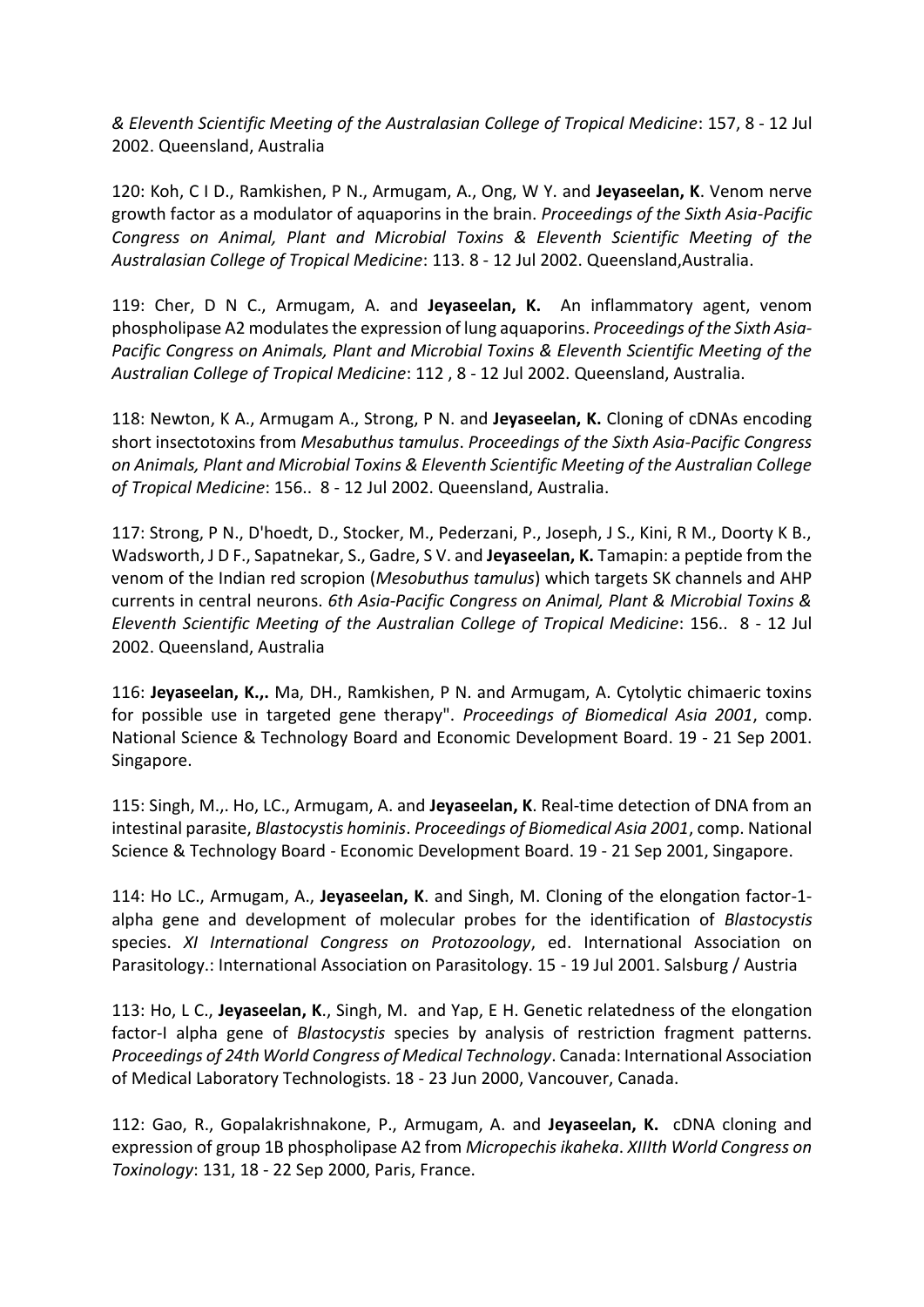*& Eleventh Scientific Meeting of the Australasian College of Tropical Medicine*: 157, 8 - 12 Jul 2002. Queensland, Australia

120: Koh, C I D., Ramkishen, P N., Armugam, A., Ong, W Y. and **Jeyaseelan, K**. Venom nerve growth factor as a modulator of aquaporins in the brain. *Proceedings of the Sixth Asia-Pacific Congress on Animal, Plant and Microbial Toxins & Eleventh Scientific Meeting of the Australasian College of Tropical Medicine*: 113. 8 - 12 Jul 2002. Queensland,Australia.

119: Cher, D N C., Armugam, A. and **Jeyaseelan, K.** An inflammatory agent, venom phospholipase A2 modulates the expression of lung aquaporins. *Proceedings of the Sixth Asia-Pacific Congress on Animals, Plant and Microbial Toxins & Eleventh Scientific Meeting of the Australian College of Tropical Medicine*: 112 , 8 - 12 Jul 2002. Queensland, Australia.

118: Newton, K A., Armugam A., Strong, P N. and **Jeyaseelan, K.** Cloning of cDNAs encoding short insectotoxins from *Mesabuthus tamulus*. *Proceedings of the Sixth Asia-Pacific Congress on Animals, Plant and Microbial Toxins & Eleventh Scientific Meeting of the Australian College of Tropical Medicine*: 156.. 8 - 12 Jul 2002. Queensland, Australia.

117: Strong, P N., D'hoedt, D., Stocker, M., Pederzani, P., Joseph, J S., Kini, R M., Doorty K B., Wadsworth, J D F., Sapatnekar, S., Gadre, S V. and **Jeyaseelan, K.** Tamapin: a peptide from the venom of the Indian red scropion (*Mesobuthus tamulus*) which targets SK channels and AHP currents in central neurons. *6th Asia-Pacific Congress on Animal, Plant & Microbial Toxins & Eleventh Scientific Meeting of the Australian College of Tropical Medicine*: 156.. 8 - 12 Jul 2002. Queensland, Australia

116: **Jeyaseelan, K.,.** Ma, DH., Ramkishen, P N. and Armugam, A. Cytolytic chimaeric toxins for possible use in targeted gene therapy". *Proceedings of Biomedical Asia 2001*, comp. National Science & Technology Board and Economic Development Board. 19 - 21 Sep 2001. Singapore.

115: Singh, M.,. Ho, LC., Armugam, A. and **Jeyaseelan, K**. Real-time detection of DNA from an intestinal parasite, *Blastocystis hominis*. *Proceedings of Biomedical Asia 2001*, comp. National Science & Technology Board - Economic Development Board. 19 - 21 Sep 2001, Singapore.

114: Ho LC., Armugam, A., **Jeyaseelan, K**. and Singh, M. Cloning of the elongation factor-1-alpha gene and development of molecular probes for the identification of *Blastocystis* species. *XI International Congress on Protozoology*, ed. International Association on Parasitology.: International Association on Parasitology. 15 - 19 Jul 2001. Salsburg / Austria

113: Ho, L C., **Jeyaseelan, K**., Singh, M. and Yap, E H. Genetic relatedness of the elongation factor-I alpha gene of *Blastocystis* species by analysis of restriction fragment patterns. *Proceedings of 24th World Congress of Medical Technology*. Canada: International Association of Medical Laboratory Technologists. 18 - 23 Jun 2000, Vancouver, Canada.

112: Gao, R., Gopalakrishnakone, P., Armugam, A. and **Jeyaseelan, K.** cDNA cloning and expression of group 1B phospholipase A2 from *Micropechis ikaheka*. *XIIIth World Congress on Toxinology*: 131, 18 - 22 Sep 2000, Paris, France.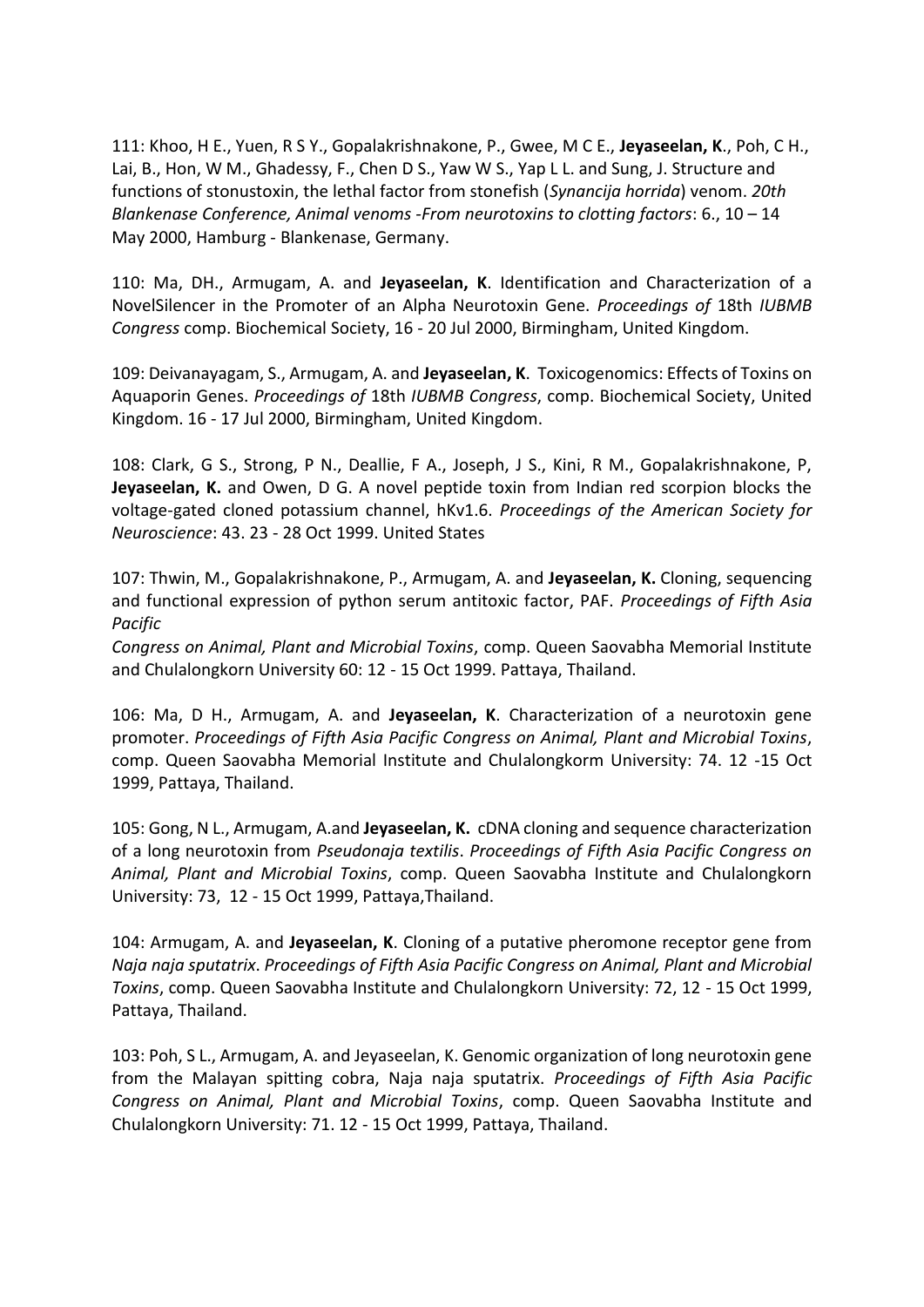111: Khoo, H E., Yuen, R S Y., Gopalakrishnakone, P., Gwee, M C E., **Jeyaseelan, K**., Poh, C H., Lai, B., Hon, W M., Ghadessy, F., Chen D S., Yaw W S., Yap L L. and Sung, J. Structure and functions of stonustoxin, the lethal factor from stonefish (*Synancija horrida*) venom. *20th Blankenase Conference, Animal venoms -From neurotoxins to clotting factors*: 6., 10 – 14 May 2000, Hamburg - Blankenase, Germany.

110: Ma, DH., Armugam, A. and **Jeyaseelan, K**. Identification and Characterization of a NovelSilencer in the Promoter of an Alpha Neurotoxin Gene. *Proceedings of* 18th *IUBMB Congress* comp. Biochemical Society, 16 - 20 Jul 2000, Birmingham, United Kingdom.

109: Deivanayagam, S., Armugam, A. and **Jeyaseelan, K**. Toxicogenomics: Effects of Toxins on Aquaporin Genes. *Proceedings of* 18th *IUBMB Congress*, comp. Biochemical Society, United Kingdom. 16 - 17 Jul 2000, Birmingham, United Kingdom.

108: Clark, G S., Strong, P N., Deallie, F A., Joseph, J S., Kini, R M., Gopalakrishnakone, P, **Jeyaseelan, K.** and Owen, D G. A novel peptide toxin from Indian red scorpion blocks the voltage-gated cloned potassium channel, hKv1.6. *Proceedings of the American Society for Neuroscience*: 43. 23 - 28 Oct 1999. United States

107: Thwin, M., Gopalakrishnakone, P., Armugam, A. and **Jeyaseelan, K.** Cloning, sequencing and functional expression of python serum antitoxic factor, PAF. *Proceedings of Fifth Asia Pacific*

*Congress on Animal, Plant and Microbial Toxins*, comp. Queen Saovabha Memorial Institute and Chulalongkorn University 60: 12 - 15 Oct 1999. Pattaya, Thailand.

106: Ma, D H., Armugam, A. and **Jeyaseelan, K**. Characterization of a neurotoxin gene promoter. *Proceedings of Fifth Asia Pacific Congress on Animal, Plant and Microbial Toxins*, comp. Queen Saovabha Memorial Institute and Chulalongkorm University: 74. 12 -15 Oct 1999, Pattaya, Thailand.

105: Gong, N L., Armugam, A.and **Jeyaseelan, K.** cDNA cloning and sequence characterization of a long neurotoxin from *Pseudonaja textilis*. *Proceedings of Fifth Asia Pacific Congress on Animal, Plant and Microbial Toxins*, comp. Queen Saovabha Institute and Chulalongkorn University: 73, 12 - 15 Oct 1999, Pattaya,Thailand.

104: Armugam, A. and **Jeyaseelan, K**. Cloning of a putative pheromone receptor gene from *Naja naja sputatrix*. *Proceedings of Fifth Asia Pacific Congress on Animal, Plant and Microbial Toxins*, comp. Queen Saovabha Institute and Chulalongkorn University: 72, 12 - 15 Oct 1999, Pattaya, Thailand.

103: Poh, S L., Armugam, A. and Jeyaseelan, K. Genomic organization of long neurotoxin gene from the Malayan spitting cobra, Naja naja sputatrix. *Proceedings of Fifth Asia Pacific Congress on Animal, Plant and Microbial Toxins*, comp. Queen Saovabha Institute and Chulalongkorn University: 71. 12 - 15 Oct 1999, Pattaya, Thailand.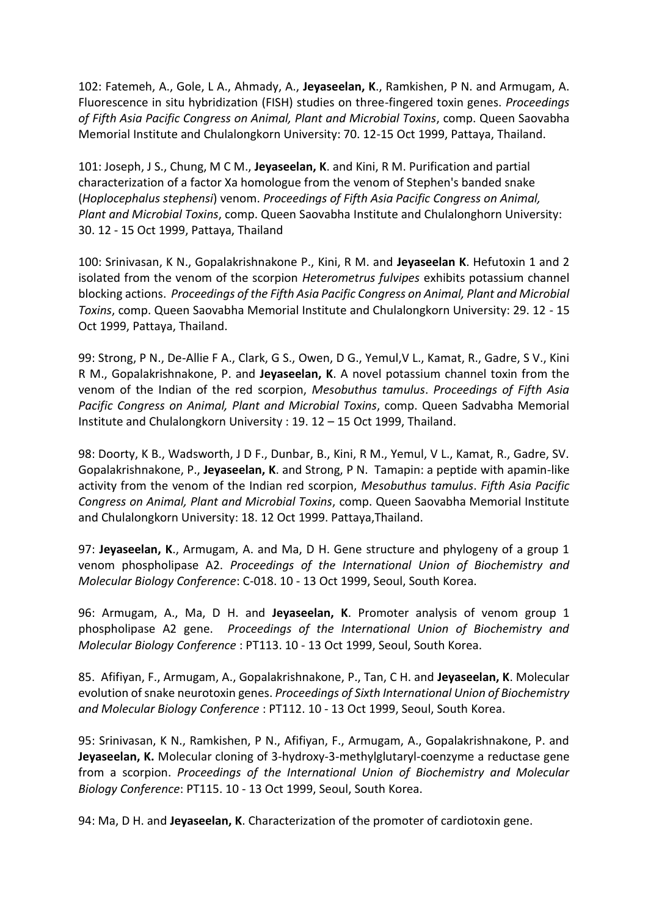102: Fatemeh, A., Gole, L A., Ahmady, A., **Jeyaseelan, K**., Ramkishen, P N. and Armugam, A. Fluorescence in situ hybridization (FISH) studies on three-fingered toxin genes. *Proceedings of Fifth Asia Pacific Congress on Animal, Plant and Microbial Toxins*, comp. Queen Saovabha Memorial Institute and Chulalongkorn University: 70. 12-15 Oct 1999, Pattaya, Thailand.

101: Joseph, J S., Chung, M C M., **Jeyaseelan, K**. and Kini, R M. Purification and partial characterization of a factor Xa homologue from the venom of Stephen's banded snake (*Hoplocephalus stephensi*) venom. *Proceedings of Fifth Asia Pacific Congress on Animal, Plant and Microbial Toxins*, comp. Queen Saovabha Institute and Chulalonghorn University: 30. 12 - 15 Oct 1999, Pattaya, Thailand

100: Srinivasan, K N., Gopalakrishnakone P., Kini, R M. and **Jeyaseelan K**. Hefutoxin 1 and 2 isolated from the venom of the scorpion *Heterometrus fulvipes* exhibits potassium channel blocking actions. *Proceedings of the Fifth Asia Pacific Congress on Animal, Plant and Microbial Toxins*, comp. Queen Saovabha Memorial Institute and Chulalongkorn University: 29. 12 - 15 Oct 1999, Pattaya, Thailand.

99: Strong, P N., De-Allie F A., Clark, G S., Owen, D G., Yemul,V L., Kamat, R., Gadre, S V., Kini R M., Gopalakrishnakone, P. and **Jeyaseelan, K**. A novel potassium channel toxin from the venom of the Indian of the red scorpion, *Mesobuthus tamulus*. *Proceedings of Fifth Asia Pacific Congress on Animal, Plant and Microbial Toxins*, comp. Queen Sadvabha Memorial Institute and Chulalongkorn University : 19. 12 – 15 Oct 1999, Thailand.

98: Doorty, K B., Wadsworth, J D F., Dunbar, B., Kini, R M., Yemul, V L., Kamat, R., Gadre, SV. Gopalakrishnakone, P., **Jeyaseelan, K**. and Strong, P N. Tamapin: a peptide with apamin-like activity from the venom of the Indian red scorpion, *Mesobuthus tamulus*. *Fifth Asia Pacific Congress on Animal, Plant and Microbial Toxins*, comp. Queen Saovabha Memorial Institute and Chulalongkorn University: 18. 12 Oct 1999. Pattaya,Thailand.

97: **Jeyaseelan, K**., Armugam, A. and Ma, D H. Gene structure and phylogeny of a group 1 venom phospholipase A2. *Proceedings of the International Union of Biochemistry and Molecular Biology Conference*: C-018. 10 - 13 Oct 1999, Seoul, South Korea.

96: Armugam, A., Ma, D H. and **Jeyaseelan, K**. Promoter analysis of venom group 1 phospholipase A2 gene. *Proceedings of the International Union of Biochemistry and Molecular Biology Conference* : PT113. 10 - 13 Oct 1999, Seoul, South Korea.

85. Afifiyan, F., Armugam, A., Gopalakrishnakone, P., Tan, C H. and **Jeyaseelan, K**. Molecular evolution of snake neurotoxin genes. *Proceedings of Sixth International Union of Biochemistry and Molecular Biology Conference* : PT112. 10 - 13 Oct 1999, Seoul, South Korea.

95: Srinivasan, K N., Ramkishen, P N., Afifiyan, F., Armugam, A., Gopalakrishnakone, P. and **Jeyaseelan, K.** Molecular cloning of 3-hydroxy-3-methylglutaryl-coenzyme a reductase gene from a scorpion. *Proceedings of the International Union of Biochemistry and Molecular Biology Conference*: PT115. 10 - 13 Oct 1999, Seoul, South Korea.

94: Ma, D H. and **Jeyaseelan, K**. Characterization of the promoter of cardiotoxin gene.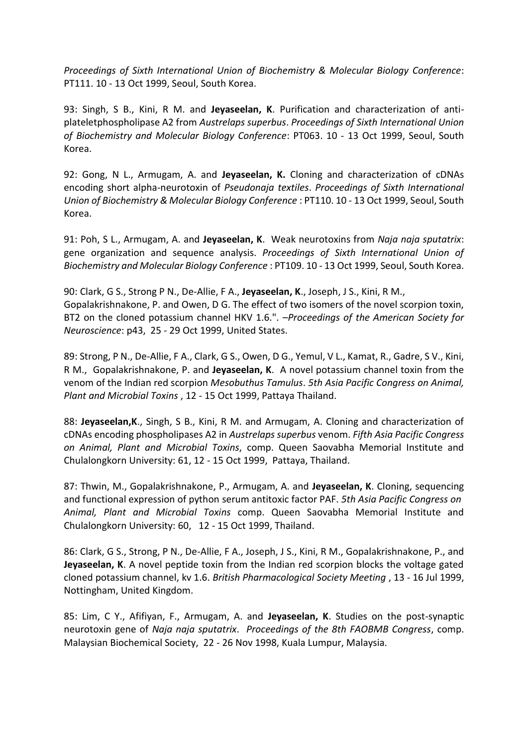*Proceedings of Sixth International Union of Biochemistry & Molecular Biology Conference*: PT111. 10 - 13 Oct 1999, Seoul, South Korea.

93: Singh, S B., Kini, R M. and **Jeyaseelan, K**. Purification and characterization of anti-plateletphospholipase A2 from *Austrelaps superbus*. *Proceedings of Sixth International Union of Biochemistry and Molecular Biology Conference*: PT063. 10 - 13 Oct 1999, Seoul, South Korea.

92: Gong, N L., Armugam, A. and **Jeyaseelan, K.** Cloning and characterization of cDNAs encoding short alpha-neurotoxin of *Pseudonaja textiles*. *Proceedings of Sixth International Union of Biochemistry & Molecular Biology Conference* : PT110. 10 - 13 Oct 1999, Seoul, South Korea.

91: Poh, S L., Armugam, A. and **Jeyaseelan, K**. Weak neurotoxins from *Naja naja sputatrix*: gene organization and sequence analysis. *Proceedings of Sixth International Union of Biochemistry and Molecular Biology Conference* : PT109. 10 - 13 Oct 1999, Seoul, South Korea.

90: Clark, G S., Strong P N., De-Allie, F A., **Jeyaseelan, K**., Joseph, J S., Kini, R M., Gopalakrishnakone, P. and Owen, D G. The effect of two isomers of the novel scorpion toxin, BT2 on the cloned potassium channel HKV 1.6.". –*Proceedings of the American Society for Neuroscience*: p43, 25 - 29 Oct 1999, United States.

89: Strong, P N., De-Allie, F A., Clark, G S., Owen, D G., Yemul, V L., Kamat, R., Gadre, S V., Kini, R M., Gopalakrishnakone, P. and **Jeyaseelan, K**. A novel potassium channel toxin from the venom of the Indian red scorpion *Mesobuthus Tamulus*. *5th Asia Pacific Congress on Animal, Plant and Microbial Toxins* , 12 - 15 Oct 1999, Pattaya Thailand.

88: **Jeyaseelan,K**., Singh, S B., Kini, R M. and Armugam, A. Cloning and characterization of cDNAs encoding phospholipases A2 in *Austrelaps superbus* venom. *Fifth Asia Pacific Congress on Animal, Plant and Microbial Toxins*, comp. Queen Saovabha Memorial Institute and Chulalongkorn University: 61, 12 - 15 Oct 1999, Pattaya, Thailand.

87: Thwin, M., Gopalakrishnakone, P., Armugam, A. and **Jeyaseelan, K**. Cloning, sequencing and functional expression of python serum antitoxic factor PAF. *5th Asia Pacific Congress on Animal, Plant and Microbial Toxins* comp. Queen Saovabha Memorial Institute and Chulalongkorn University: 60, 12 - 15 Oct 1999, Thailand.

86: Clark, G S., Strong, P N., De-Allie, F A., Joseph, J S., Kini, R M., Gopalakrishnakone, P., and **Jeyaseelan, K**. A novel peptide toxin from the Indian red scorpion blocks the voltage gated cloned potassium channel, kv 1.6. *British Pharmacological Society Meeting* , 13 - 16 Jul 1999, Nottingham, United Kingdom.

85: Lim, C Y., Afifiyan, F., Armugam, A. and **Jeyaseelan, K**. Studies on the post-synaptic neurotoxin gene of *Naja naja sputatrix*. *Proceedings of the 8th FAOBMB Congress*, comp. Malaysian Biochemical Society, 22 - 26 Nov 1998, Kuala Lumpur, Malaysia.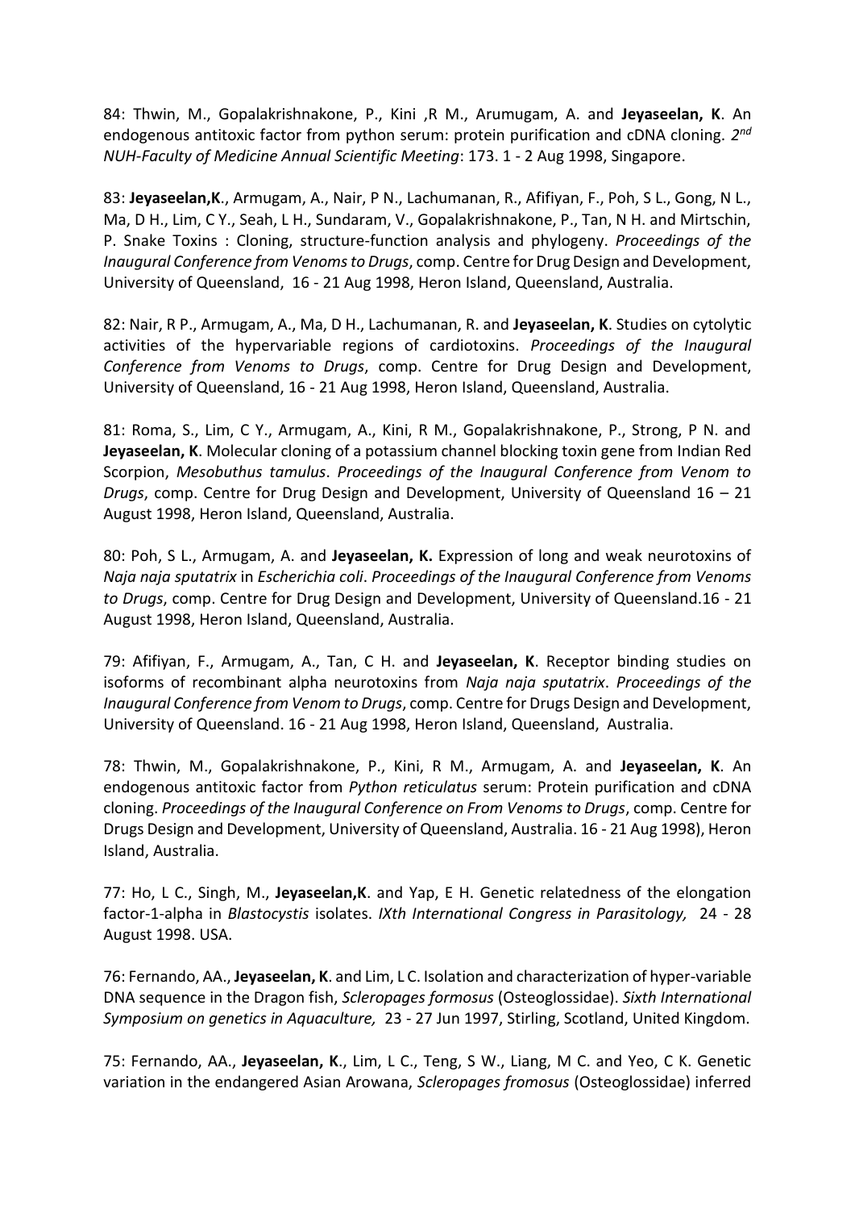84: Thwin, M., Gopalakrishnakone, P., Kini ,R M., Arumugam, A. and **Jeyaseelan, K**. An endogenous antitoxic factor from python serum: protein purification and cDNA cloning. *2nd NUH-Faculty of Medicine Annual Scientific Meeting*: 173. 1 - 2 Aug 1998, Singapore.

83: **Jeyaseelan,K**., Armugam, A., Nair, P N., Lachumanan, R., Afifiyan, F., Poh, S L., Gong, N L., Ma, D H., Lim, C Y., Seah, L H., Sundaram, V., Gopalakrishnakone, P., Tan, N H. and Mirtschin, P. Snake Toxins : Cloning, structure-function analysis and phylogeny. *Proceedings of the Inaugural Conference from Venoms to Drugs*, comp. Centre for Drug Design and Development, University of Queensland, 16 - 21 Aug 1998, Heron Island, Queensland, Australia.

82: Nair, R P., Armugam, A., Ma, D H., Lachumanan, R. and **Jeyaseelan, K**. Studies on cytolytic activities of the hypervariable regions of cardiotoxins. *Proceedings of the Inaugural Conference from Venoms to Drugs*, comp. Centre for Drug Design and Development, University of Queensland, 16 - 21 Aug 1998, Heron Island, Queensland, Australia.

81: Roma, S., Lim, C Y., Armugam, A., Kini, R M., Gopalakrishnakone, P., Strong, P N. and **Jeyaseelan, K**. Molecular cloning of a potassium channel blocking toxin gene from Indian Red Scorpion, *Mesobuthus tamulus*. *Proceedings of the Inaugural Conference from Venom to Drugs*, comp. Centre for Drug Design and Development, University of Queensland 16 – 21 August 1998, Heron Island, Queensland, Australia.

80: Poh, S L., Armugam, A. and **Jeyaseelan, K.** Expression of long and weak neurotoxins of *Naja naja sputatrix* in *Escherichia coli*. *Proceedings of the Inaugural Conference from Venoms to Drugs*, comp. Centre for Drug Design and Development, University of Queensland.16 - 21 August 1998, Heron Island, Queensland, Australia.

79: Afifiyan, F., Armugam, A., Tan, C H. and **Jeyaseelan, K**. Receptor binding studies on isoforms of recombinant alpha neurotoxins from *Naja naja sputatrix*. *Proceedings of the Inaugural Conference from Venom to Drugs*, comp. Centre for Drugs Design and Development, University of Queensland. 16 - 21 Aug 1998, Heron Island, Queensland, Australia.

78: Thwin, M., Gopalakrishnakone, P., Kini, R M., Armugam, A. and **Jeyaseelan, K**. An endogenous antitoxic factor from *Python reticulatus* serum: Protein purification and cDNA cloning. *Proceedings of the Inaugural Conference on From Venoms to Drugs*, comp. Centre for Drugs Design and Development, University of Queensland, Australia. 16 - 21 Aug 1998), Heron Island, Australia.

77: Ho, L C., Singh, M., **Jeyaseelan,K**. and Yap, E H. Genetic relatedness of the elongation factor-1-alpha in *Blastocystis* isolates. *IXth International Congress in Parasitology,* 24 - 28 August 1998. USA.

76: Fernando, AA., **Jeyaseelan, K**. and Lim, L C. Isolation and characterization of hyper-variable DNA sequence in the Dragon fish, *Scleropages formosus* (Osteoglossidae). *Sixth International Symposium on genetics in Aquaculture,* 23 - 27 Jun 1997, Stirling, Scotland, United Kingdom.

75: Fernando, AA., **Jeyaseelan, K**., Lim, L C., Teng, S W., Liang, M C. and Yeo, C K. Genetic variation in the endangered Asian Arowana, *Scleropages fromosus* (Osteoglossidae) inferred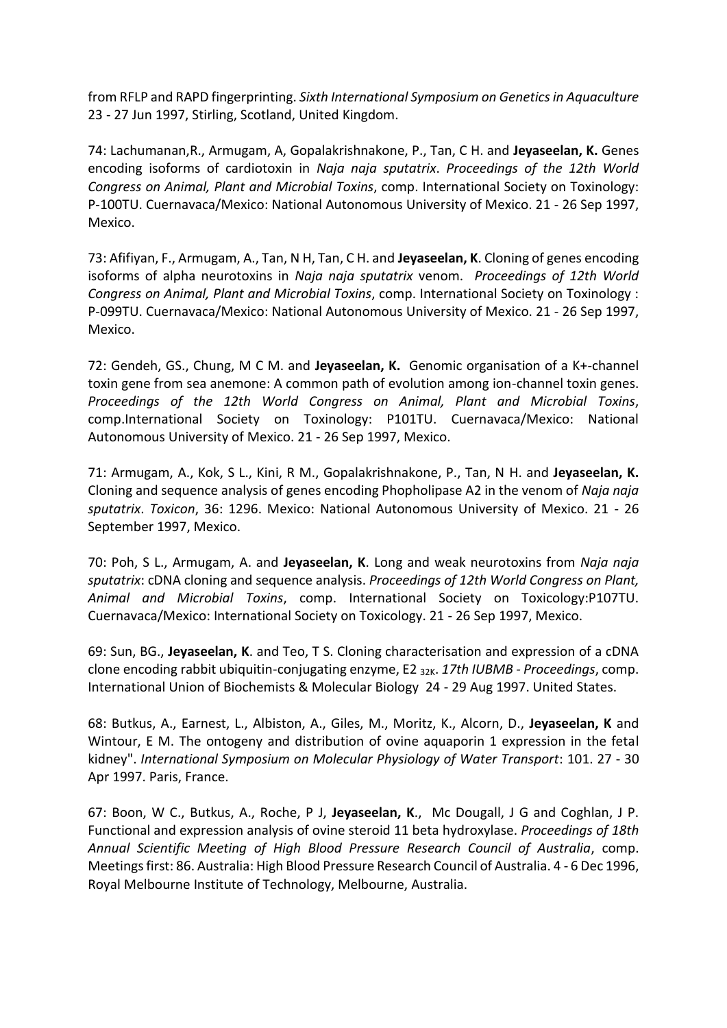from RFLP and RAPD fingerprinting. *Sixth International Symposium on Genetics in Aquaculture* 23 - 27 Jun 1997, Stirling, Scotland, United Kingdom.

74: Lachumanan,R., Armugam, A, Gopalakrishnakone, P., Tan, C H. and **Jeyaseelan, K.** Genes encoding isoforms of cardiotoxin in *Naja naja sputatrix*. *Proceedings of the 12th World Congress on Animal, Plant and Microbial Toxins*, comp. International Society on Toxinology: P-100TU. Cuernavaca/Mexico: National Autonomous University of Mexico. 21 - 26 Sep 1997, Mexico.

73: Afifiyan, F., Armugam, A., Tan, N H, Tan, C H. and **Jeyaseelan, K**. Cloning of genes encoding isoforms of alpha neurotoxins in *Naja naja sputatrix* venom. *Proceedings of 12th World Congress on Animal, Plant and Microbial Toxins*, comp. International Society on Toxinology : P-099TU. Cuernavaca/Mexico: National Autonomous University of Mexico. 21 - 26 Sep 1997, Mexico.

72: Gendeh, GS., Chung, M C M. and **Jeyaseelan, K.** Genomic organisation of a K+-channel toxin gene from sea anemone: A common path of evolution among ion-channel toxin genes. *Proceedings of the 12th World Congress on Animal, Plant and Microbial Toxins*, comp.International Society on Toxinology: P101TU. Cuernavaca/Mexico: National Autonomous University of Mexico. 21 - 26 Sep 1997, Mexico.

71: Armugam, A., Kok, S L., Kini, R M., Gopalakrishnakone, P., Tan, N H. and **Jeyaseelan, K.** Cloning and sequence analysis of genes encoding Phopholipase A2 in the venom of *Naja naja sputatrix*. *Toxicon*, 36: 1296. Mexico: National Autonomous University of Mexico. 21 - 26 September 1997, Mexico.

70: Poh, S L., Armugam, A. and **Jeyaseelan, K**. Long and weak neurotoxins from *Naja naja sputatrix*: cDNA cloning and sequence analysis. *Proceedings of 12th World Congress on Plant, Animal and Microbial Toxins*, comp. International Society on Toxicology:P107TU. Cuernavaca/Mexico: International Society on Toxicology. 21 - 26 Sep 1997, Mexico.

69: Sun, BG., **Jeyaseelan, K**. and Teo, T S. Cloning characterisation and expression of a cDNA clone encoding rabbit ubiquitin-conjugating enzyme, E2 $_{32K}$. *17th IUBMB - Proceedings*, comp. International Union of Biochemists & Molecular Biology 24 - 29 Aug 1997. United States.

68: Butkus, A., Earnest, L., Albiston, A., Giles, M., Moritz, K., Alcorn, D., **Jeyaseelan, K** and Wintour, E M. The ontogeny and distribution of ovine aquaporin 1 expression in the fetal kidney". *International Symposium on Molecular Physiology of Water Transport*: 101. 27 - 30 Apr 1997. Paris, France.

67: Boon, W C., Butkus, A., Roche, P J, **Jeyaseelan, K**., Mc Dougall, J G and Coghlan, J P. Functional and expression analysis of ovine steroid 11 beta hydroxylase. *Proceedings of 18th Annual Scientific Meeting of High Blood Pressure Research Council of Australia*, comp. Meetings first: 86. Australia: High Blood Pressure Research Council of Australia. 4 - 6 Dec 1996, Royal Melbourne Institute of Technology, Melbourne, Australia.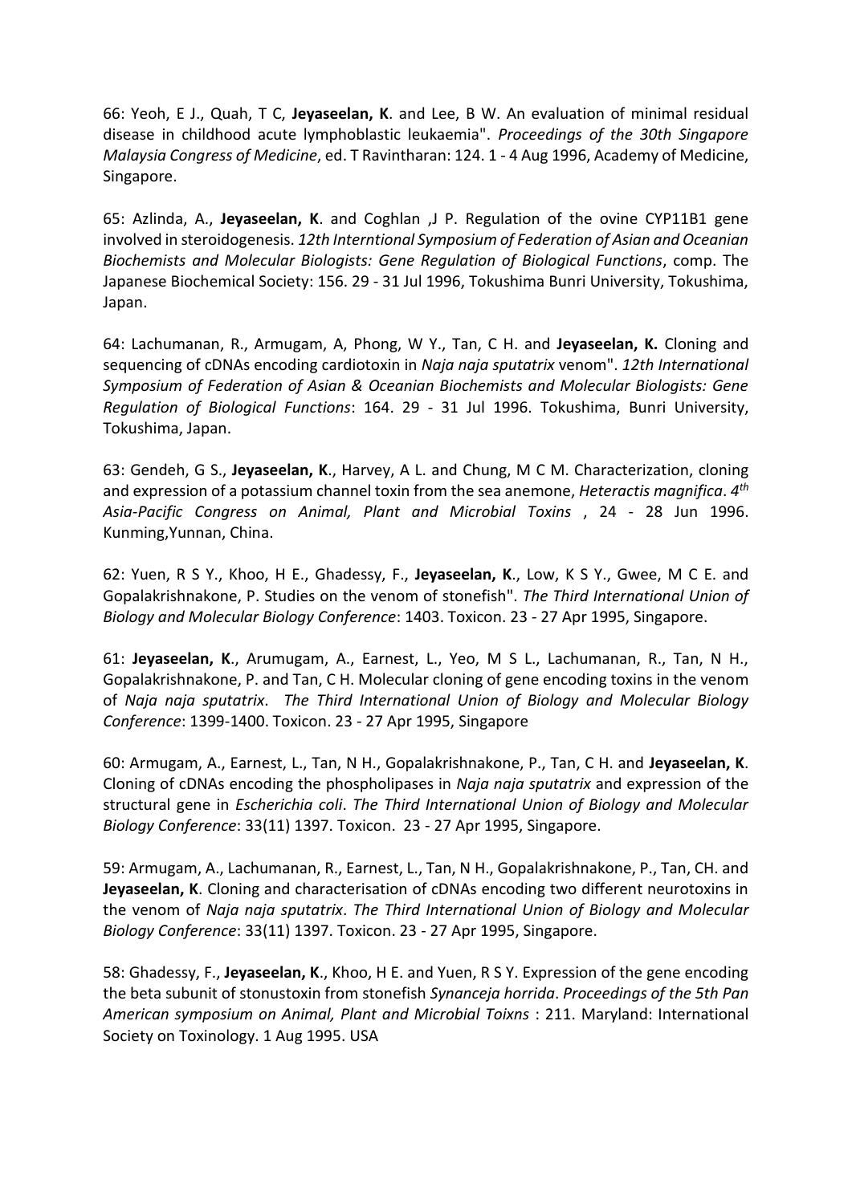66: Yeoh, E J., Quah, T C, **Jeyaseelan, K**. and Lee, B W. An evaluation of minimal residual disease in childhood acute lymphoblastic leukaemia". *Proceedings of the 30th Singapore Malaysia Congress of Medicine*, ed. T Ravintharan: 124. 1 - 4 Aug 1996, Academy of Medicine, Singapore.

65: Azlinda, A., **Jeyaseelan, K**. and Coghlan ,J P. Regulation of the ovine CYP11B1 gene involved in steroidogenesis. *12th Interntional Symposium of Federation of Asian and Oceanian Biochemists and Molecular Biologists: Gene Regulation of Biological Functions*, comp. The Japanese Biochemical Society: 156. 29 - 31 Jul 1996, Tokushima Bunri University, Tokushima, Japan.

64: Lachumanan, R., Armugam, A, Phong, W Y., Tan, C H. and **Jeyaseelan, K.** Cloning and sequencing of cDNAs encoding cardiotoxin in *Naja naja sputatrix* venom". *12th International Symposium of Federation of Asian & Oceanian Biochemists and Molecular Biologists: Gene Regulation of Biological Functions*: 164. 29 - 31 Jul 1996. Tokushima, Bunri University, Tokushima, Japan.

63: Gendeh, G S., **Jeyaseelan, K**., Harvey, A L. and Chung, M C M. Characterization, cloning and expression of a potassium channel toxin from the sea anemone, *Heteractis magnifica*. *4th Asia-Pacific Congress on Animal, Plant and Microbial Toxins* , 24 - 28 Jun 1996. Kunming,Yunnan, China.

62: Yuen, R S Y., Khoo, H E., Ghadessy, F., **Jeyaseelan, K**., Low, K S Y., Gwee, M C E. and Gopalakrishnakone, P. Studies on the venom of stonefish". *The Third International Union of Biology and Molecular Biology Conference*: 1403. Toxicon. 23 - 27 Apr 1995, Singapore.

61: **Jeyaseelan, K**., Arumugam, A., Earnest, L., Yeo, M S L., Lachumanan, R., Tan, N H., Gopalakrishnakone, P. and Tan, C H. Molecular cloning of gene encoding toxins in the venom of *Naja naja sputatrix*. *The Third International Union of Biology and Molecular Biology Conference*: 1399-1400. Toxicon. 23 - 27 Apr 1995, Singapore

60: Armugam, A., Earnest, L., Tan, N H., Gopalakrishnakone, P., Tan, C H. and **Jeyaseelan, K**. Cloning of cDNAs encoding the phospholipases in *Naja naja sputatrix* and expression of the structural gene in *Escherichia coli*. *The Third International Union of Biology and Molecular Biology Conference*: 33(11) 1397. Toxicon. 23 - 27 Apr 1995, Singapore.

59: Armugam, A., Lachumanan, R., Earnest, L., Tan, N H., Gopalakrishnakone, P., Tan, CH. and **Jeyaseelan, K**. Cloning and characterisation of cDNAs encoding two different neurotoxins in the venom of *Naja naja sputatrix*. *The Third International Union of Biology and Molecular Biology Conference*: 33(11) 1397. Toxicon. 23 - 27 Apr 1995, Singapore.

58: Ghadessy, F., **Jeyaseelan, K**., Khoo, H E. and Yuen, R S Y. Expression of the gene encoding the beta subunit of stonustoxin from stonefish *Synanceja horrida*. *Proceedings of the 5th Pan American symposium on Animal, Plant and Microbial Toixns* : 211. Maryland: International Society on Toxinology. 1 Aug 1995. USA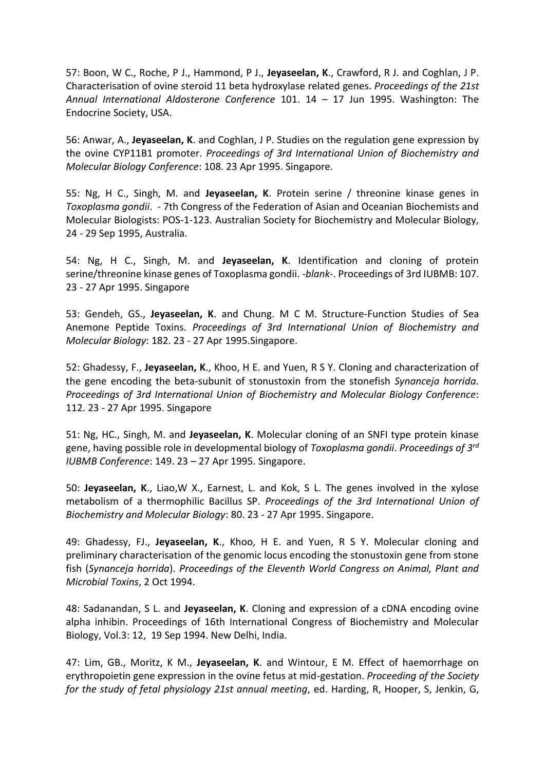57: Boon, W C., Roche, P J., Hammond, P J., **Jeyaseelan, K**., Crawford, R J. and Coghlan, J P. Characterisation of ovine steroid 11 beta hydroxylase related genes. *Proceedings of the 21st Annual International Aldosterone Conference* 101. 14 – 17 Jun 1995. Washington: The Endocrine Society, USA.

56: Anwar, A., **Jeyaseelan, K**. and Coghlan, J P. Studies on the regulation gene expression by the ovine CYP11B1 promoter. *Proceedings of 3rd International Union of Biochemistry and Molecular Biology Conference*: 108. 23 Apr 1995. Singapore.

55: Ng, H C., Singh, M. and **Jeyaseelan, K**. Protein serine / threonine kinase genes in *Toxoplasma gondii*. - 7th Congress of the Federation of Asian and Oceanian Biochemists and Molecular Biologists: POS-1-123. Australian Society for Biochemistry and Molecular Biology, 24 - 29 Sep 1995, Australia.

54: Ng, H C., Singh, M. and **Jeyaseelan, K**. Identification and cloning of protein serine/threonine kinase genes of Toxoplasma gondii. -*blank*-. Proceedings of 3rd IUBMB: 107. 23 - 27 Apr 1995. Singapore

53: Gendeh, GS., **Jeyaseelan, K**. and Chung. M C M. Structure-Function Studies of Sea Anemone Peptide Toxins. *Proceedings of 3rd International Union of Biochemistry and Molecular Biology*: 182. 23 - 27 Apr 1995.Singapore.

52: Ghadessy, F., **Jeyaseelan, K**., Khoo, H E. and Yuen, R S Y. Cloning and characterization of the gene encoding the beta-subunit of stonustoxin from the stonefish *Synanceja horrida*. *Proceedings of 3rd International Union of Biochemistry and Molecular Biology Conference*: 112. 23 - 27 Apr 1995. Singapore

51: Ng, HC., Singh, M. and **Jeyaseelan, K**. Molecular cloning of an SNFI type protein kinase gene, having possible role in developmental biology of *Toxoplasma gondii*. *Proceedings of 3rd IUBMB Conference*: 149. 23 – 27 Apr 1995. Singapore.

50: **Jeyaseelan, K**., Liao,W X., Earnest, L. and Kok, S L. The genes involved in the xylose metabolism of a thermophilic Bacillus SP. *Proceedings of the 3rd International Union of Biochemistry and Molecular Biology*: 80. 23 - 27 Apr 1995. Singapore.

49: Ghadessy, FJ., **Jeyaseelan, K**., Khoo, H E. and Yuen, R S Y. Molecular cloning and preliminary characterisation of the genomic locus encoding the stonustoxin gene from stone fish (*Synanceja horrida*). *Proceedings of the Eleventh World Congress on Animal, Plant and Microbial Toxins*, 2 Oct 1994.

48: Sadanandan, S L. and **Jeyaseelan, K**. Cloning and expression of a cDNA encoding ovine alpha inhibin. Proceedings of 16th International Congress of Biochemistry and Molecular Biology, Vol.3: 12, 19 Sep 1994. New Delhi, India.

47: Lim, GB., Moritz, K M., **Jeyaseelan, K**. and Wintour, E M. Effect of haemorrhage on erythropoietin gene expression in the ovine fetus at mid-gestation. *Proceeding of the Society for the study of fetal physiology 21st annual meeting*, ed. Harding, R, Hooper, S, Jenkin, G,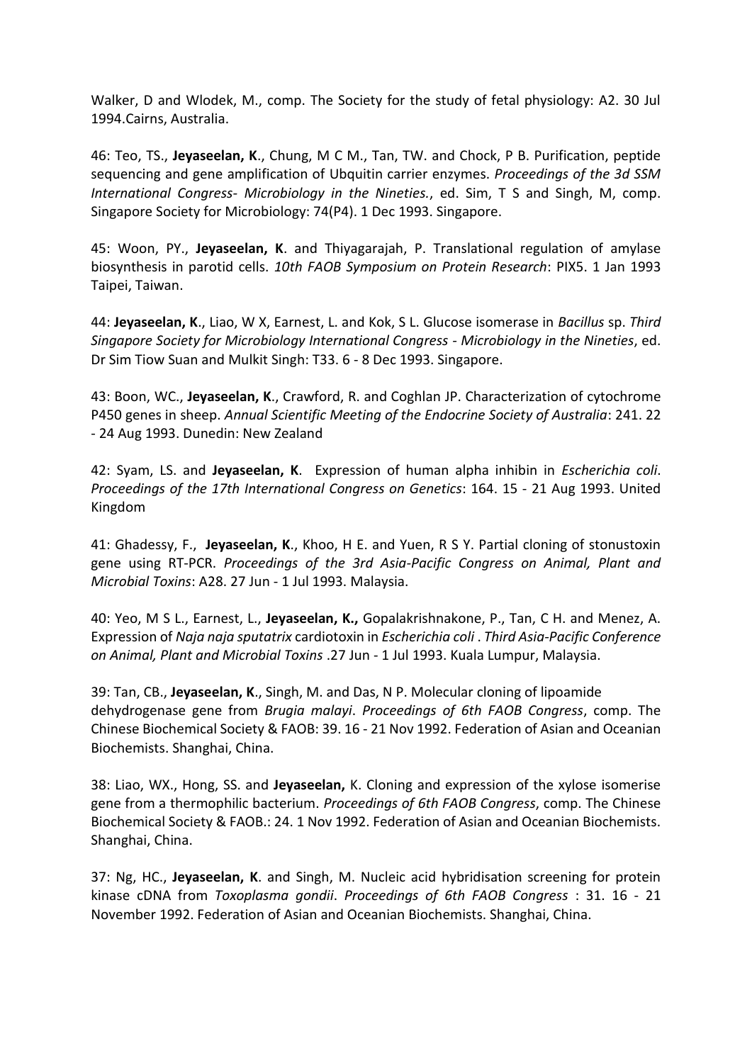Walker, D and Wlodek, M., comp. The Society for the study of fetal physiology: A2. 30 Jul 1994.Cairns, Australia.

46: Teo, TS., **Jeyaseelan, K**., Chung, M C M., Tan, TW. and Chock, P B. Purification, peptide sequencing and gene amplification of Ubquitin carrier enzymes. *Proceedings of the 3d SSM International Congress- Microbiology in the Nineties.*, ed. Sim, T S and Singh, M, comp. Singapore Society for Microbiology: 74(P4). 1 Dec 1993. Singapore.

45: Woon, PY., **Jeyaseelan, K**. and Thiyagarajah, P. Translational regulation of amylase biosynthesis in parotid cells. *10th FAOB Symposium on Protein Research*: PIX5. 1 Jan 1993 Taipei, Taiwan.

44: **Jeyaseelan, K**., Liao, W X, Earnest, L. and Kok, S L. Glucose isomerase in *Bacillus* sp. *Third Singapore Society for Microbiology International Congress - Microbiology in the Nineties*, ed. Dr Sim Tiow Suan and Mulkit Singh: T33. 6 - 8 Dec 1993. Singapore.

43: Boon, WC., **Jeyaseelan, K**., Crawford, R. and Coghlan JP. Characterization of cytochrome P450 genes in sheep. *Annual Scientific Meeting of the Endocrine Society of Australia*: 241. 22 - 24 Aug 1993. Dunedin: New Zealand

42: Syam, LS. and **Jeyaseelan, K**. Expression of human alpha inhibin in *Escherichia coli*. *Proceedings of the 17th International Congress on Genetics*: 164. 15 - 21 Aug 1993. United Kingdom

41: Ghadessy, F., **Jeyaseelan, K**., Khoo, H E. and Yuen, R S Y. Partial cloning of stonustoxin gene using RT-PCR. *Proceedings of the 3rd Asia-Pacific Congress on Animal, Plant and Microbial Toxins*: A28. 27 Jun - 1 Jul 1993. Malaysia.

40: Yeo, M S L., Earnest, L., **Jeyaseelan, K.,** Gopalakrishnakone, P., Tan, C H. and Menez, A. Expression of *Naja naja sputatrix* cardiotoxin in *Escherichia coli* . *Third Asia-Pacific Conference on Animal, Plant and Microbial Toxins* .27 Jun - 1 Jul 1993. Kuala Lumpur, Malaysia.

39: Tan, CB., **Jeyaseelan, K**., Singh, M. and Das, N P. Molecular cloning of lipoamide dehydrogenase gene from *Brugia malayi*. *Proceedings of 6th FAOB Congress*, comp. The Chinese Biochemical Society & FAOB: 39. 16 - 21 Nov 1992. Federation of Asian and Oceanian Biochemists. Shanghai, China.

38: Liao, WX., Hong, SS. and **Jeyaseelan,** K. Cloning and expression of the xylose isomerise gene from a thermophilic bacterium. *Proceedings of 6th FAOB Congress*, comp. The Chinese Biochemical Society & FAOB.: 24. 1 Nov 1992. Federation of Asian and Oceanian Biochemists. Shanghai, China.

37: Ng, HC., **Jeyaseelan, K**. and Singh, M. Nucleic acid hybridisation screening for protein kinase cDNA from *Toxoplasma gondii*. *Proceedings of 6th FAOB Congress* : 31. 16 - 21 November 1992. Federation of Asian and Oceanian Biochemists. Shanghai, China.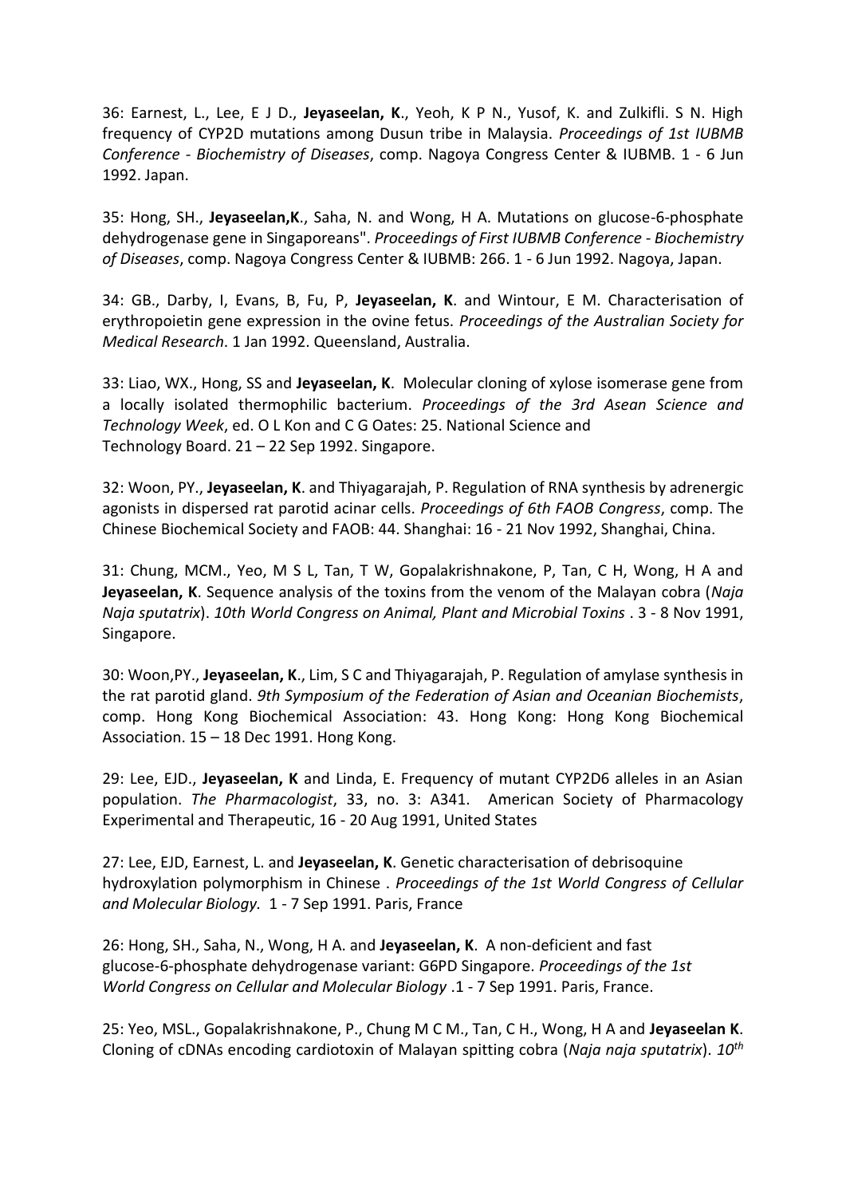36: Earnest, L., Lee, E J D., **Jeyaseelan, K**., Yeoh, K P N., Yusof, K. and Zulkifli. S N. High frequency of CYP2D mutations among Dusun tribe in Malaysia. *Proceedings of 1st IUBMB Conference - Biochemistry of Diseases*, comp. Nagoya Congress Center & IUBMB. 1 - 6 Jun 1992. Japan.

35: Hong, SH., **Jeyaseelan,K**., Saha, N. and Wong, H A. Mutations on glucose-6-phosphate dehydrogenase gene in Singaporeans". *Proceedings of First IUBMB Conference - Biochemistry of Diseases*, comp. Nagoya Congress Center & IUBMB: 266. 1 - 6 Jun 1992. Nagoya, Japan.

34: GB., Darby, I, Evans, B, Fu, P, **Jeyaseelan, K**. and Wintour, E M. Characterisation of erythropoietin gene expression in the ovine fetus. *Proceedings of the Australian Society for Medical Research*. 1 Jan 1992. Queensland, Australia.

33: Liao, WX., Hong, SS and **Jeyaseelan, K**. Molecular cloning of xylose isomerase gene from a locally isolated thermophilic bacterium. *Proceedings of the 3rd Asean Science and Technology Week*, ed. O L Kon and C G Oates: 25. National Science and Technology Board. 21 – 22 Sep 1992. Singapore.

32: Woon, PY., **Jeyaseelan, K**. and Thiyagarajah, P. Regulation of RNA synthesis by adrenergic agonists in dispersed rat parotid acinar cells. *Proceedings of 6th FAOB Congress*, comp. The Chinese Biochemical Society and FAOB: 44. Shanghai: 16 - 21 Nov 1992, Shanghai, China.

31: Chung, MCM., Yeo, M S L, Tan, T W, Gopalakrishnakone, P, Tan, C H, Wong, H A and **Jeyaseelan, K**. Sequence analysis of the toxins from the venom of the Malayan cobra (*Naja Naja sputatrix*). *10th World Congress on Animal, Plant and Microbial Toxins* . 3 - 8 Nov 1991, Singapore.

30: Woon,PY., **Jeyaseelan, K**., Lim, S C and Thiyagarajah, P. Regulation of amylase synthesis in the rat parotid gland. *9th Symposium of the Federation of Asian and Oceanian Biochemists*, comp. Hong Kong Biochemical Association: 43. Hong Kong: Hong Kong Biochemical Association. 15 – 18 Dec 1991. Hong Kong.

29: Lee, EJD., **Jeyaseelan, K** and Linda, E. Frequency of mutant CYP2D6 alleles in an Asian population. *The Pharmacologist*, 33, no. 3: A341. American Society of Pharmacology Experimental and Therapeutic, 16 - 20 Aug 1991, United States

27: Lee, EJD, Earnest, L. and **Jeyaseelan, K**. Genetic characterisation of debrisoquine hydroxylation polymorphism in Chinese . *Proceedings of the 1st World Congress of Cellular and Molecular Biology.* 1 - 7 Sep 1991. Paris, France

26: Hong, SH., Saha, N., Wong, H A. and **Jeyaseelan, K**. A non-deficient and fast glucose-6-phosphate dehydrogenase variant: G6PD Singapore. *Proceedings of the 1st World Congress on Cellular and Molecular Biology* .1 - 7 Sep 1991. Paris, France.

25: Yeo, MSL., Gopalakrishnakone, P., Chung M C M., Tan, C H., Wong, H A and **Jeyaseelan K**. Cloning of cDNAs encoding cardiotoxin of Malayan spitting cobra (*Naja naja sputatrix*). *10th*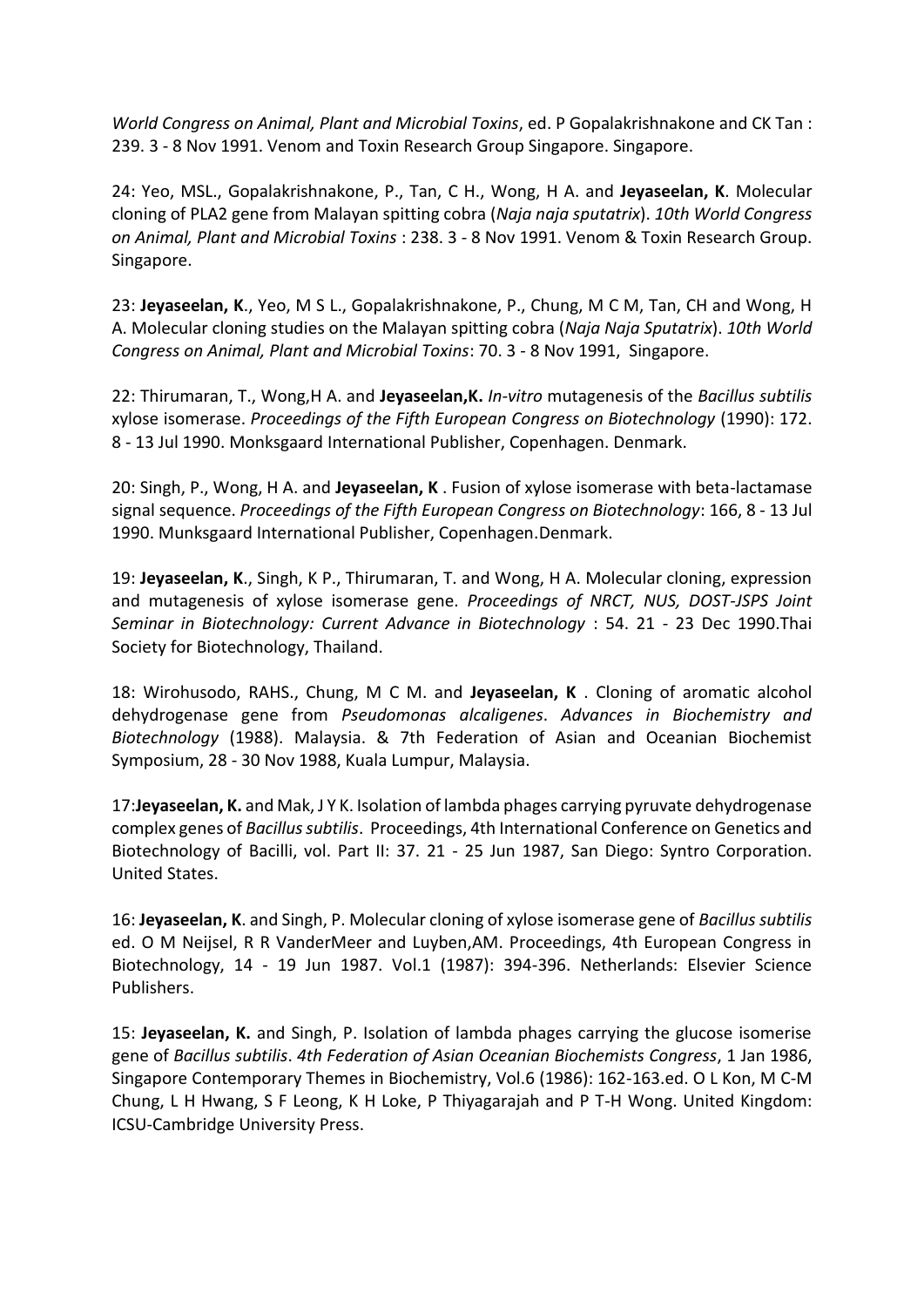*World Congress on Animal, Plant and Microbial Toxins*, ed. P Gopalakrishnakone and CK Tan : 239. 3 - 8 Nov 1991. Venom and Toxin Research Group Singapore. Singapore.

24: Yeo, MSL., Gopalakrishnakone, P., Tan, C H., Wong, H A. and **Jeyaseelan, K**. Molecular cloning of PLA2 gene from Malayan spitting cobra (*Naja naja sputatrix*). *10th World Congress on Animal, Plant and Microbial Toxins* : 238. 3 - 8 Nov 1991. Venom & Toxin Research Group. Singapore.

23: **Jeyaseelan, K**., Yeo, M S L., Gopalakrishnakone, P., Chung, M C M, Tan, CH and Wong, H A. Molecular cloning studies on the Malayan spitting cobra (*Naja Naja Sputatrix*). *10th World Congress on Animal, Plant and Microbial Toxins*: 70. 3 - 8 Nov 1991, Singapore.

22: Thirumaran, T., Wong,H A. and **Jeyaseelan,K.** *In-vitro* mutagenesis of the *Bacillus subtilis* xylose isomerase. *Proceedings of the Fifth European Congress on Biotechnology* (1990): 172. 8 - 13 Jul 1990. Monksgaard International Publisher, Copenhagen. Denmark.

20: Singh, P., Wong, H A. and **Jeyaseelan, K** . Fusion of xylose isomerase with beta-lactamase signal sequence. *Proceedings of the Fifth European Congress on Biotechnology*: 166, 8 - 13 Jul 1990. Munksgaard International Publisher, Copenhagen.Denmark.

19: **Jeyaseelan, K**., Singh, K P., Thirumaran, T. and Wong, H A. Molecular cloning, expression and mutagenesis of xylose isomerase gene. *Proceedings of NRCT, NUS, DOST-JSPS Joint Seminar in Biotechnology: Current Advance in Biotechnology* : 54. 21 - 23 Dec 1990.Thai Society for Biotechnology, Thailand.

18: Wirohusodo, RAHS., Chung, M C M. and **Jeyaseelan, K** . Cloning of aromatic alcohol dehydrogenase gene from *Pseudomonas alcaligenes*. *Advances in Biochemistry and Biotechnology* (1988). Malaysia. & 7th Federation of Asian and Oceanian Biochemist Symposium, 28 - 30 Nov 1988, Kuala Lumpur, Malaysia.

17:**Jeyaseelan, K.** and Mak, J Y K. Isolation of lambda phages carrying pyruvate dehydrogenase complex genes of *Bacillus subtilis*. Proceedings, 4th International Conference on Genetics and Biotechnology of Bacilli, vol. Part II: 37. 21 - 25 Jun 1987, San Diego: Syntro Corporation. United States.

16: **Jeyaseelan, K**. and Singh, P. Molecular cloning of xylose isomerase gene of *Bacillus subtilis* ed. O M Neijsel, R R VanderMeer and Luyben,AM. Proceedings, 4th European Congress in Biotechnology, 14 - 19 Jun 1987. Vol.1 (1987): 394-396. Netherlands: Elsevier Science Publishers.

15: **Jeyaseelan, K.** and Singh, P. Isolation of lambda phages carrying the glucose isomerise gene of *Bacillus subtilis*. *4th Federation of Asian Oceanian Biochemists Congress*, 1 Jan 1986, Singapore Contemporary Themes in Biochemistry, Vol.6 (1986): 162-163.ed. O L Kon, M C-M Chung, L H Hwang, S F Leong, K H Loke, P Thiyagarajah and P T-H Wong. United Kingdom: ICSU-Cambridge University Press.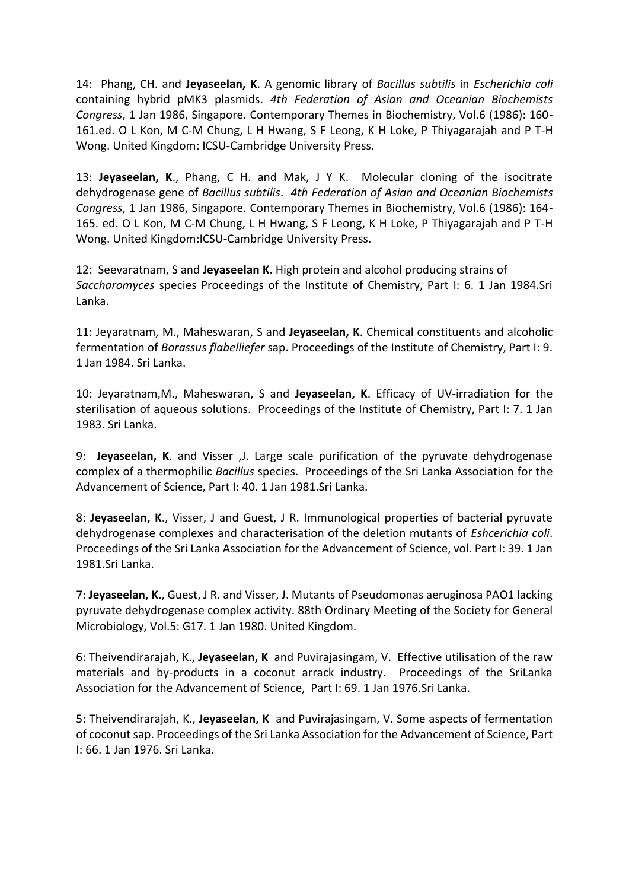14: Phang, CH. and **Jeyaseelan, K**. A genomic library of *Bacillus subtilis* in *Escherichia coli* containing hybrid pMK3 plasmids. *4th Federation of Asian and Oceanian Biochemists Congress*, 1 Jan 1986, Singapore. Contemporary Themes in Biochemistry, Vol.6 (1986): 160-161.ed. O L Kon, M C-M Chung, L H Hwang, S F Leong, K H Loke, P Thiyagarajah and P T-H Wong. United Kingdom: ICSU-Cambridge University Press.

13: **Jeyaseelan, K**., Phang, C H. and Mak, J Y K. Molecular cloning of the isocitrate dehydrogenase gene of *Bacillus subtilis*. *4th Federation of Asian and Oceanian Biochemists Congress*, 1 Jan 1986, Singapore. Contemporary Themes in Biochemistry, Vol.6 (1986): 164-165. ed. O L Kon, M C-M Chung, L H Hwang, S F Leong, K H Loke, P Thiyagarajah and P T-H Wong. United Kingdom:ICSU-Cambridge University Press.

12: Seevaratnam, S and **Jeyaseelan K**. High protein and alcohol producing strains of *Saccharomyces* species Proceedings of the Institute of Chemistry, Part I: 6. 1 Jan 1984.Sri Lanka.

11: Jeyaratnam, M., Maheswaran, S and **Jeyaseelan, K**. Chemical constituents and alcoholic fermentation of *Borassus flabelliefer* sap. Proceedings of the Institute of Chemistry, Part I: 9. 1 Jan 1984. Sri Lanka.

10: Jeyaratnam,M., Maheswaran, S and **Jeyaseelan, K**. Efficacy of UV-irradiation for the sterilisation of aqueous solutions. Proceedings of the Institute of Chemistry, Part I: 7. 1 Jan 1983. Sri Lanka.

9: **Jeyaseelan, K**. and Visser ,J. Large scale purification of the pyruvate dehydrogenase complex of a thermophilic *Bacillus* species. Proceedings of the Sri Lanka Association for the Advancement of Science, Part I: 40. 1 Jan 1981.Sri Lanka.

8: **Jeyaseelan, K**., Visser, J and Guest, J R. Immunological properties of bacterial pyruvate dehydrogenase complexes and characterisation of the deletion mutants of *Eshcerichia coli*. Proceedings of the Sri Lanka Association for the Advancement of Science, vol. Part I: 39. 1 Jan 1981.Sri Lanka.

7: **Jeyaseelan, K**., Guest, J R. and Visser, J. Mutants of Pseudomonas aeruginosa PAO1 lacking pyruvate dehydrogenase complex activity. 88th Ordinary Meeting of the Society for General Microbiology, Vol.5: G17. 1 Jan 1980. United Kingdom.

6: Theivendirarajah, K., **Jeyaseelan, K** and Puvirajasingam, V. Effective utilisation of the raw materials and by-products in a coconut arrack industry. Proceedings of the SriLanka Association for the Advancement of Science, Part I: 69. 1 Jan 1976.Sri Lanka.

5: Theivendirarajah, K., **Jeyaseelan, K** and Puvirajasingam, V. Some aspects of fermentation of coconut sap. Proceedings of the Sri Lanka Association for the Advancement of Science, Part I: 66. 1 Jan 1976. Sri Lanka.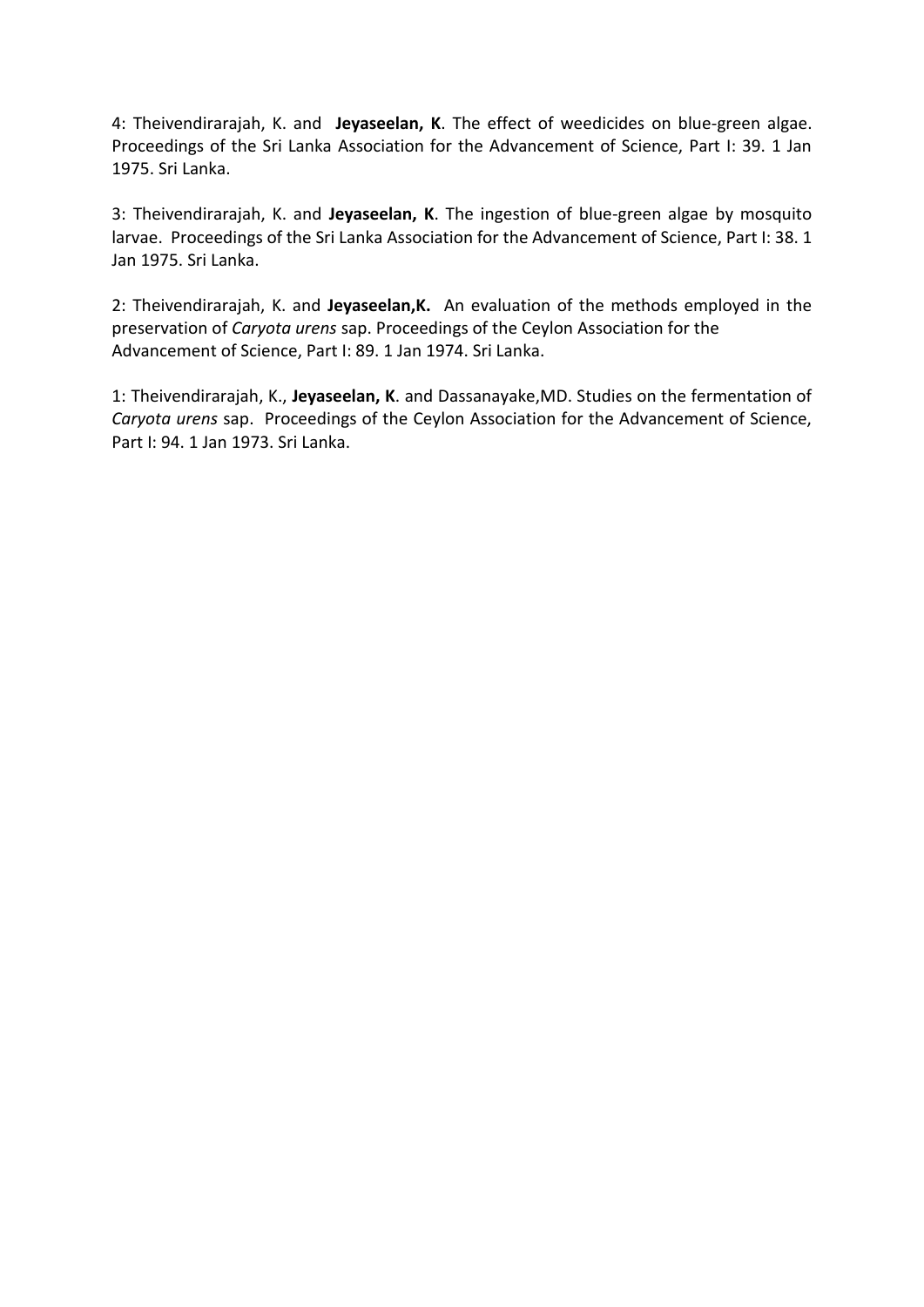4: Theivendirarajah, K. and **Jeyaseelan, K**. The effect of weedicides on blue-green algae. Proceedings of the Sri Lanka Association for the Advancement of Science, Part I: 39. 1 Jan 1975. Sri Lanka.

3: Theivendirarajah, K. and **Jeyaseelan, K**. The ingestion of blue-green algae by mosquito larvae. Proceedings of the Sri Lanka Association for the Advancement of Science, Part I: 38. 1 Jan 1975. Sri Lanka.

2: Theivendirarajah, K. and **Jeyaseelan,K.** An evaluation of the methods employed in the preservation of *Caryota urens* sap. Proceedings of the Ceylon Association for the Advancement of Science, Part I: 89. 1 Jan 1974. Sri Lanka.

1: Theivendirarajah, K., **Jeyaseelan, K**. and Dassanayake,MD. Studies on the fermentation of *Caryota urens* sap. Proceedings of the Ceylon Association for the Advancement of Science, Part I: 94. 1 Jan 1973. Sri Lanka.